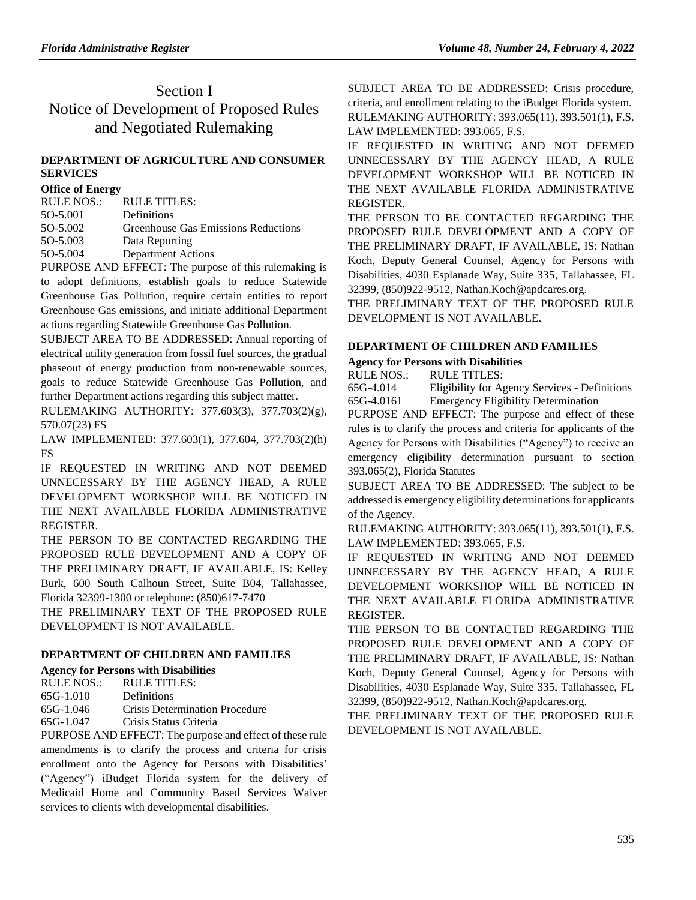# Section I
# Notice of Development of Proposed Rules and Negotiated Rulemaking

## DEPARTMENT OF AGRICULTURE AND CONSUMER SERVICES

### Office of Energy

| RULE NOS.: | RULE TITLES: |
|---|---|
| 5O-5.001 | Definitions |
| 5O-5.002 | Greenhouse Gas Emissions Reductions |
| 5O-5.003 | Data Reporting |
| 5O-5.004 | Department Actions |

PURPOSE AND EFFECT: The purpose of this rulemaking is to adopt definitions, establish goals to reduce Statewide Greenhouse Gas Pollution, require certain entities to report Greenhouse Gas emissions, and initiate additional Department actions regarding Statewide Greenhouse Gas Pollution.

SUBJECT AREA TO BE ADDRESSED: Annual reporting of electrical utility generation from fossil fuel sources, the gradual phaseout of energy production from non-renewable sources, goals to reduce Statewide Greenhouse Gas Pollution, and further Department actions regarding this subject matter.

RULEMAKING AUTHORITY: 377.603(3), 377.703(2)(g), 570.07(23) FS

LAW IMPLEMENTED: 377.603(1), 377.604, 377.703(2)(h) FS

IF REQUESTED IN WRITING AND NOT DEEMED UNNECESSARY BY THE AGENCY HEAD, A RULE DEVELOPMENT WORKSHOP WILL BE NOTICED IN THE NEXT AVAILABLE FLORIDA ADMINISTRATIVE REGISTER.

THE PERSON TO BE CONTACTED REGARDING THE PROPOSED RULE DEVELOPMENT AND A COPY OF THE PRELIMINARY DRAFT, IF AVAILABLE, IS: Kelley Burk, 600 South Calhoun Street, Suite B04, Tallahassee, Florida 32399-1300 or telephone: (850)617-7470

THE PRELIMINARY TEXT OF THE PROPOSED RULE DEVELOPMENT IS NOT AVAILABLE.

## DEPARTMENT OF CHILDREN AND FAMILIES

### Agency for Persons with Disabilities

| RULE NOS.: | RULE TITLES: |
|---|---|
| 65G-1.010 | Definitions |
| 65G-1.046 | Crisis Determination Procedure |
| 65G-1.047 | Crisis Status Criteria |

PURPOSE AND EFFECT: The purpose and effect of these rule amendments is to clarify the process and criteria for crisis enrollment onto the Agency for Persons with Disabilities' ("Agency") iBudget Florida system for the delivery of Medicaid Home and Community Based Services Waiver services to clients with developmental disabilities.

SUBJECT AREA TO BE ADDRESSED: Crisis procedure, criteria, and enrollment relating to the iBudget Florida system.

RULEMAKING AUTHORITY: 393.065(11), 393.501(1), F.S.

LAW IMPLEMENTED: 393.065, F.S.

IF REQUESTED IN WRITING AND NOT DEEMED UNNECESSARY BY THE AGENCY HEAD, A RULE DEVELOPMENT WORKSHOP WILL BE NOTICED IN THE NEXT AVAILABLE FLORIDA ADMINISTRATIVE REGISTER.

THE PERSON TO BE CONTACTED REGARDING THE PROPOSED RULE DEVELOPMENT AND A COPY OF THE PRELIMINARY DRAFT, IF AVAILABLE, IS: Nathan Koch, Deputy General Counsel, Agency for Persons with Disabilities, 4030 Esplanade Way, Suite 335, Tallahassee, FL 32399, (850)922-9512, Nathan.Koch@apdcares.org.

THE PRELIMINARY TEXT OF THE PROPOSED RULE DEVELOPMENT IS NOT AVAILABLE.

## DEPARTMENT OF CHILDREN AND FAMILIES

### Agency for Persons with Disabilities

| RULE NOS.: | RULE TITLES: |
|---|---|
| 65G-4.014 | Eligibility for Agency Services - Definitions |
| 65G-4.0161 | Emergency Eligibility Determination |

PURPOSE AND EFFECT: The purpose and effect of these rules is to clarify the process and criteria for applicants of the Agency for Persons with Disabilities ("Agency") to receive an emergency eligibility determination pursuant to section 393.065(2), Florida Statutes

SUBJECT AREA TO BE ADDRESSED: The subject to be addressed is emergency eligibility determinations for applicants of the Agency.

RULEMAKING AUTHORITY: 393.065(11), 393.501(1), F.S.

LAW IMPLEMENTED: 393.065, F.S.

IF REQUESTED IN WRITING AND NOT DEEMED UNNECESSARY BY THE AGENCY HEAD, A RULE DEVELOPMENT WORKSHOP WILL BE NOTICED IN THE NEXT AVAILABLE FLORIDA ADMINISTRATIVE REGISTER.

THE PERSON TO BE CONTACTED REGARDING THE PROPOSED RULE DEVELOPMENT AND A COPY OF THE PRELIMINARY DRAFT, IF AVAILABLE, IS: Nathan Koch, Deputy General Counsel, Agency for Persons with Disabilities, 4030 Esplanade Way, Suite 335, Tallahassee, FL 32399, (850)922-9512, Nathan.Koch@apdcares.org.

THE PRELIMINARY TEXT OF THE PROPOSED RULE DEVELOPMENT IS NOT AVAILABLE.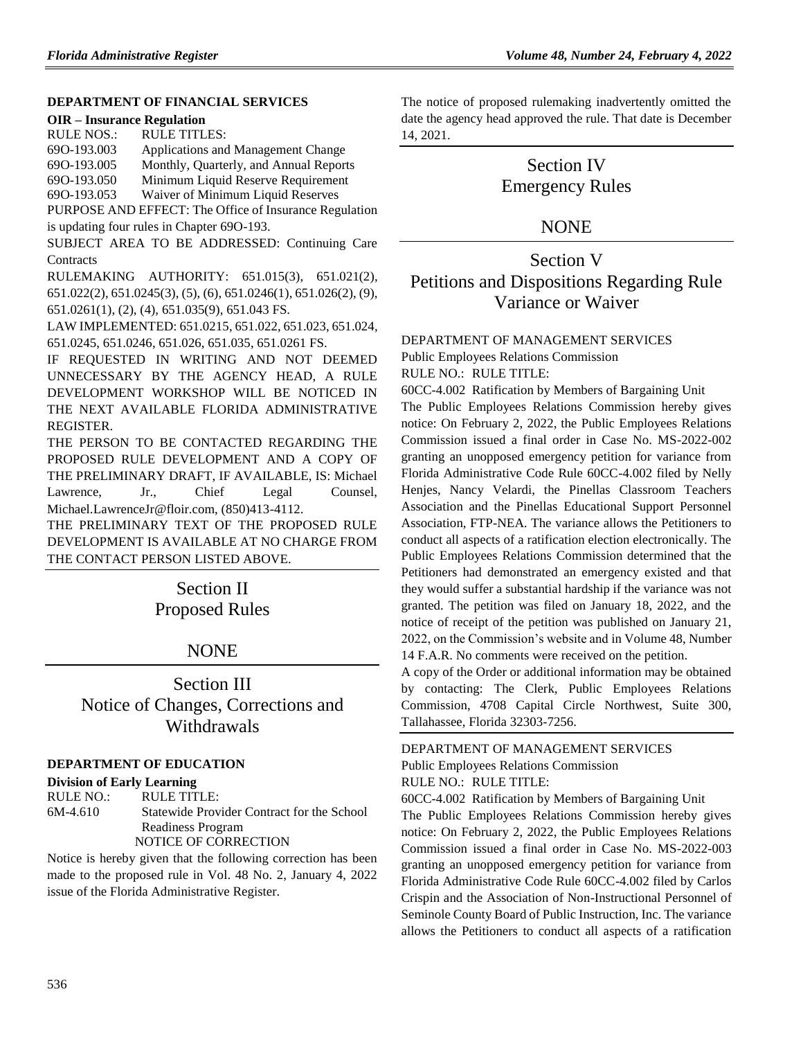**DEPARTMENT OF FINANCIAL SERVICES**

**OIR – Insurance Regulation**

RULE NOS.: RULE TITLES:

69O-193.003 Applications and Management Change

69O-193.005 Monthly, Quarterly, and Annual Reports

69O-193.050 Minimum Liquid Reserve Requirement

69O-193.053 Waiver of Minimum Liquid Reserves

PURPOSE AND EFFECT: The Office of Insurance Regulation is updating four rules in Chapter 69O-193.

SUBJECT AREA TO BE ADDRESSED: Continuing Care Contracts

RULEMAKING AUTHORITY: 651.015(3), 651.021(2), 651.022(2), 651.0245(3), (5), (6), 651.0246(1), 651.026(2), (9), 651.0261(1), (2), (4), 651.035(9), 651.043 FS.

LAW IMPLEMENTED: 651.0215, 651.022, 651.023, 651.024, 651.0245, 651.0246, 651.026, 651.035, 651.0261 FS.

IF REQUESTED IN WRITING AND NOT DEEMED UNNECESSARY BY THE AGENCY HEAD, A RULE DEVELOPMENT WORKSHOP WILL BE NOTICED IN THE NEXT AVAILABLE FLORIDA ADMINISTRATIVE REGISTER.

THE PERSON TO BE CONTACTED REGARDING THE PROPOSED RULE DEVELOPMENT AND A COPY OF THE PRELIMINARY DRAFT, IF AVAILABLE, IS: Michael Lawrence, Jr., Chief Legal Counsel, Michael.LawrenceJr@floir.com, (850)413-4112.

THE PRELIMINARY TEXT OF THE PROPOSED RULE DEVELOPMENT IS AVAILABLE AT NO CHARGE FROM THE CONTACT PERSON LISTED ABOVE.

## Section II
## Proposed Rules

## NONE

## Section III
## Notice of Changes, Corrections and Withdrawals

**DEPARTMENT OF EDUCATION**

**Division of Early Learning**

RULE NO.: RULE TITLE:

6M-4.610 Statewide Provider Contract for the School Readiness Program

NOTICE OF CORRECTION

Notice is hereby given that the following correction has been made to the proposed rule in Vol. 48 No. 2, January 4, 2022 issue of the Florida Administrative Register.

The notice of proposed rulemaking inadvertently omitted the date the agency head approved the rule. That date is December 14, 2021.

## Section IV
## Emergency Rules

## NONE

## Section V
## Petitions and Dispositions Regarding Rule Variance or Waiver

DEPARTMENT OF MANAGEMENT SERVICES

Public Employees Relations Commission

RULE NO.: RULE TITLE:

60CC-4.002 Ratification by Members of Bargaining Unit

The Public Employees Relations Commission hereby gives notice: On February 2, 2022, the Public Employees Relations Commission issued a final order in Case No. MS-2022-002 granting an unopposed emergency petition for variance from Florida Administrative Code Rule 60CC-4.002 filed by Nelly Henjes, Nancy Velardi, the Pinellas Classroom Teachers Association and the Pinellas Educational Support Personnel Association, FTP-NEA. The variance allows the Petitioners to conduct all aspects of a ratification election electronically. The Public Employees Relations Commission determined that the Petitioners had demonstrated an emergency existed and that they would suffer a substantial hardship if the variance was not granted. The petition was filed on January 18, 2022, and the notice of receipt of the petition was published on January 21, 2022, on the Commission's website and in Volume 48, Number 14 F.A.R. No comments were received on the petition.

A copy of the Order or additional information may be obtained by contacting: The Clerk, Public Employees Relations Commission, 4708 Capital Circle Northwest, Suite 300, Tallahassee, Florida 32303-7256.

DEPARTMENT OF MANAGEMENT SERVICES

Public Employees Relations Commission

RULE NO.: RULE TITLE:

60CC-4.002 Ratification by Members of Bargaining Unit

The Public Employees Relations Commission hereby gives notice: On February 2, 2022, the Public Employees Relations Commission issued a final order in Case No. MS-2022-003 granting an unopposed emergency petition for variance from Florida Administrative Code Rule 60CC-4.002 filed by Carlos Crispin and the Association of Non-Instructional Personnel of Seminole County Board of Public Instruction, Inc. The variance allows the Petitioners to conduct all aspects of a ratification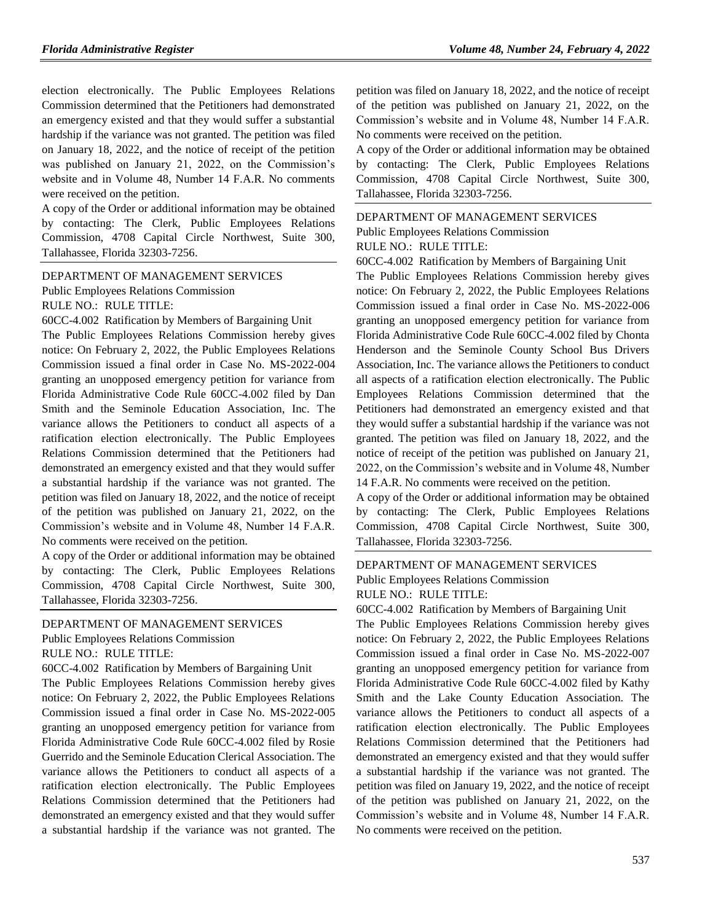election electronically. The Public Employees Relations Commission determined that the Petitioners had demonstrated an emergency existed and that they would suffer a substantial hardship if the variance was not granted. The petition was filed on January 18, 2022, and the notice of receipt of the petition was published on January 21, 2022, on the Commission's website and in Volume 48, Number 14 F.A.R. No comments were received on the petition.

A copy of the Order or additional information may be obtained by contacting: The Clerk, Public Employees Relations Commission, 4708 Capital Circle Northwest, Suite 300, Tallahassee, Florida 32303-7256.

DEPARTMENT OF MANAGEMENT SERVICES
Public Employees Relations Commission
RULE NO.: RULE TITLE:
60CC-4.002 Ratification by Members of Bargaining Unit

The Public Employees Relations Commission hereby gives notice: On February 2, 2022, the Public Employees Relations Commission issued a final order in Case No. MS-2022-004 granting an unopposed emergency petition for variance from Florida Administrative Code Rule 60CC-4.002 filed by Dan Smith and the Seminole Education Association, Inc. The variance allows the Petitioners to conduct all aspects of a ratification election electronically. The Public Employees Relations Commission determined that the Petitioners had demonstrated an emergency existed and that they would suffer a substantial hardship if the variance was not granted. The petition was filed on January 18, 2022, and the notice of receipt of the petition was published on January 21, 2022, on the Commission's website and in Volume 48, Number 14 F.A.R. No comments were received on the petition.

A copy of the Order or additional information may be obtained by contacting: The Clerk, Public Employees Relations Commission, 4708 Capital Circle Northwest, Suite 300, Tallahassee, Florida 32303-7256.

DEPARTMENT OF MANAGEMENT SERVICES
Public Employees Relations Commission
RULE NO.: RULE TITLE:
60CC-4.002 Ratification by Members of Bargaining Unit

The Public Employees Relations Commission hereby gives notice: On February 2, 2022, the Public Employees Relations Commission issued a final order in Case No. MS-2022-005 granting an unopposed emergency petition for variance from Florida Administrative Code Rule 60CC-4.002 filed by Rosie Guerrido and the Seminole Education Clerical Association. The variance allows the Petitioners to conduct all aspects of a ratification election electronically. The Public Employees Relations Commission determined that the Petitioners had demonstrated an emergency existed and that they would suffer a substantial hardship if the variance was not granted. The petition was filed on January 18, 2022, and the notice of receipt of the petition was published on January 21, 2022, on the Commission's website and in Volume 48, Number 14 F.A.R. No comments were received on the petition.

A copy of the Order or additional information may be obtained by contacting: The Clerk, Public Employees Relations Commission, 4708 Capital Circle Northwest, Suite 300, Tallahassee, Florida 32303-7256.

DEPARTMENT OF MANAGEMENT SERVICES
Public Employees Relations Commission
RULE NO.: RULE TITLE:
60CC-4.002 Ratification by Members of Bargaining Unit

The Public Employees Relations Commission hereby gives notice: On February 2, 2022, the Public Employees Relations Commission issued a final order in Case No. MS-2022-006 granting an unopposed emergency petition for variance from Florida Administrative Code Rule 60CC-4.002 filed by Chonta Henderson and the Seminole County School Bus Drivers Association, Inc. The variance allows the Petitioners to conduct all aspects of a ratification election electronically. The Public Employees Relations Commission determined that the Petitioners had demonstrated an emergency existed and that they would suffer a substantial hardship if the variance was not granted. The petition was filed on January 18, 2022, and the notice of receipt of the petition was published on January 21, 2022, on the Commission's website and in Volume 48, Number 14 F.A.R. No comments were received on the petition.

A copy of the Order or additional information may be obtained by contacting: The Clerk, Public Employees Relations Commission, 4708 Capital Circle Northwest, Suite 300, Tallahassee, Florida 32303-7256.

DEPARTMENT OF MANAGEMENT SERVICES
Public Employees Relations Commission
RULE NO.: RULE TITLE:
60CC-4.002 Ratification by Members of Bargaining Unit

The Public Employees Relations Commission hereby gives notice: On February 2, 2022, the Public Employees Relations Commission issued a final order in Case No. MS-2022-007 granting an unopposed emergency petition for variance from Florida Administrative Code Rule 60CC-4.002 filed by Kathy Smith and the Lake County Education Association. The variance allows the Petitioners to conduct all aspects of a ratification election electronically. The Public Employees Relations Commission determined that the Petitioners had demonstrated an emergency existed and that they would suffer a substantial hardship if the variance was not granted. The petition was filed on January 19, 2022, and the notice of receipt of the petition was published on January 21, 2022, on the Commission's website and in Volume 48, Number 14 F.A.R. No comments were received on the petition.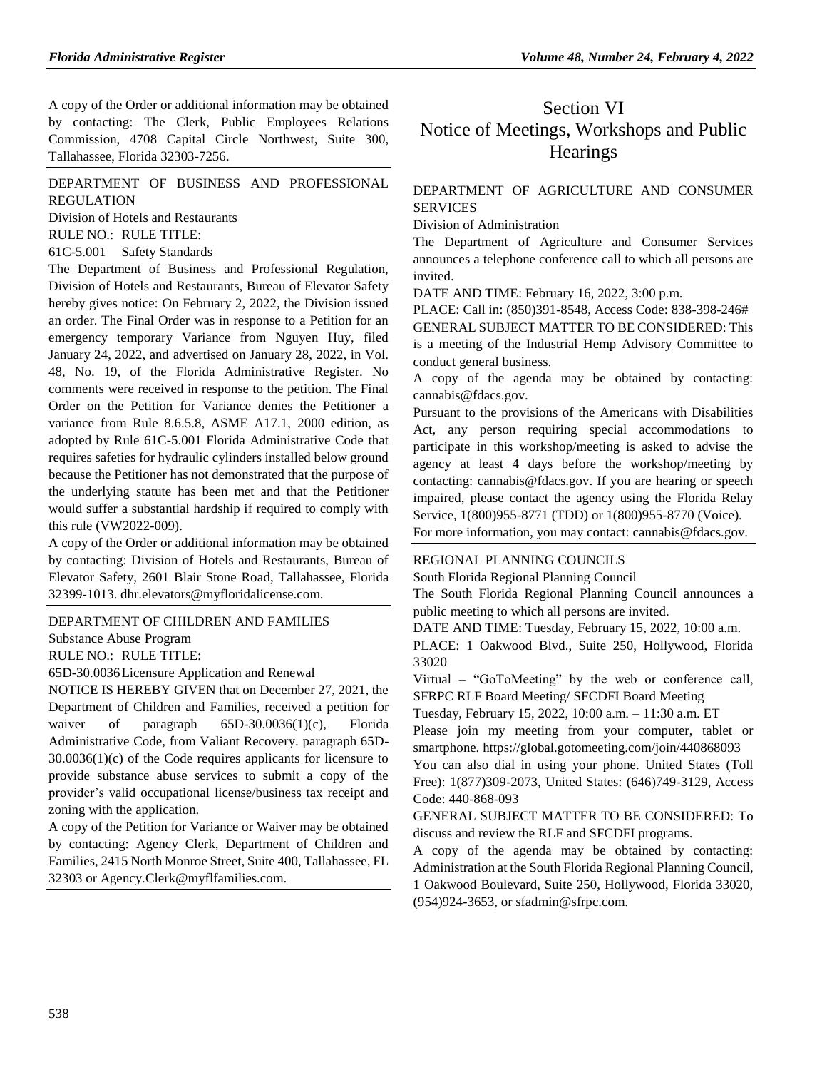A copy of the Order or additional information may be obtained by contacting: The Clerk, Public Employees Relations Commission, 4708 Capital Circle Northwest, Suite 300, Tallahassee, Florida 32303-7256.

DEPARTMENT OF BUSINESS AND PROFESSIONAL REGULATION

Division of Hotels and Restaurants

RULE NO.: RULE TITLE:

61C-5.001 Safety Standards

The Department of Business and Professional Regulation, Division of Hotels and Restaurants, Bureau of Elevator Safety hereby gives notice: On February 2, 2022, the Division issued an order. The Final Order was in response to a Petition for an emergency temporary Variance from Nguyen Huy, filed January 24, 2022, and advertised on January 28, 2022, in Vol. 48, No. 19, of the Florida Administrative Register. No comments were received in response to the petition. The Final Order on the Petition for Variance denies the Petitioner a variance from Rule 8.6.5.8, ASME A17.1, 2000 edition, as adopted by Rule 61C-5.001 Florida Administrative Code that requires safeties for hydraulic cylinders installed below ground because the Petitioner has not demonstrated that the purpose of the underlying statute has been met and that the Petitioner would suffer a substantial hardship if required to comply with this rule (VW2022-009).

A copy of the Order or additional information may be obtained by contacting: Division of Hotels and Restaurants, Bureau of Elevator Safety, 2601 Blair Stone Road, Tallahassee, Florida 32399-1013. dhr.elevators@myfloridalicense.com.

DEPARTMENT OF CHILDREN AND FAMILIES

Substance Abuse Program

RULE NO.: RULE TITLE:

65D-30.0036 Licensure Application and Renewal

NOTICE IS HEREBY GIVEN that on December 27, 2021, the Department of Children and Families, received a petition for waiver of paragraph 65D-30.0036(1)(c), Florida Administrative Code, from Valiant Recovery. paragraph 65D-30.0036(1)(c) of the Code requires applicants for licensure to provide substance abuse services to submit a copy of the provider's valid occupational license/business tax receipt and zoning with the application.

A copy of the Petition for Variance or Waiver may be obtained by contacting: Agency Clerk, Department of Children and Families, 2415 North Monroe Street, Suite 400, Tallahassee, FL 32303 or Agency.Clerk@myflfamilies.com.

# Section VI
# Notice of Meetings, Workshops and Public Hearings

DEPARTMENT OF AGRICULTURE AND CONSUMER SERVICES

Division of Administration

The Department of Agriculture and Consumer Services announces a telephone conference call to which all persons are invited.

DATE AND TIME: February 16, 2022, 3:00 p.m.

PLACE: Call in: (850)391-8548, Access Code: 838-398-246#

GENERAL SUBJECT MATTER TO BE CONSIDERED: This is a meeting of the Industrial Hemp Advisory Committee to conduct general business.

A copy of the agenda may be obtained by contacting: cannabis@fdacs.gov.

Pursuant to the provisions of the Americans with Disabilities Act, any person requiring special accommodations to participate in this workshop/meeting is asked to advise the agency at least 4 days before the workshop/meeting by contacting: cannabis@fdacs.gov. If you are hearing or speech impaired, please contact the agency using the Florida Relay Service, 1(800)955-8771 (TDD) or 1(800)955-8770 (Voice).

For more information, you may contact: cannabis@fdacs.gov.

REGIONAL PLANNING COUNCILS

South Florida Regional Planning Council

The South Florida Regional Planning Council announces a public meeting to which all persons are invited.

DATE AND TIME: Tuesday, February 15, 2022, 10:00 a.m.

PLACE: 1 Oakwood Blvd., Suite 250, Hollywood, Florida 33020

Virtual – "GoToMeeting" by the web or conference call, SFRPC RLF Board Meeting/ SFCDFI Board Meeting

Tuesday, February 15, 2022, 10:00 a.m. – 11:30 a.m. ET

Please join my meeting from your computer, tablet or smartphone. https://global.gotomeeting.com/join/440868093

You can also dial in using your phone. United States (Toll Free): 1(877)309-2073, United States: (646)749-3129, Access Code: 440-868-093

GENERAL SUBJECT MATTER TO BE CONSIDERED: To discuss and review the RLF and SFCDFI programs.

A copy of the agenda may be obtained by contacting: Administration at the South Florida Regional Planning Council, 1 Oakwood Boulevard, Suite 250, Hollywood, Florida 33020, (954)924-3653, or sfadmin@sfrpc.com.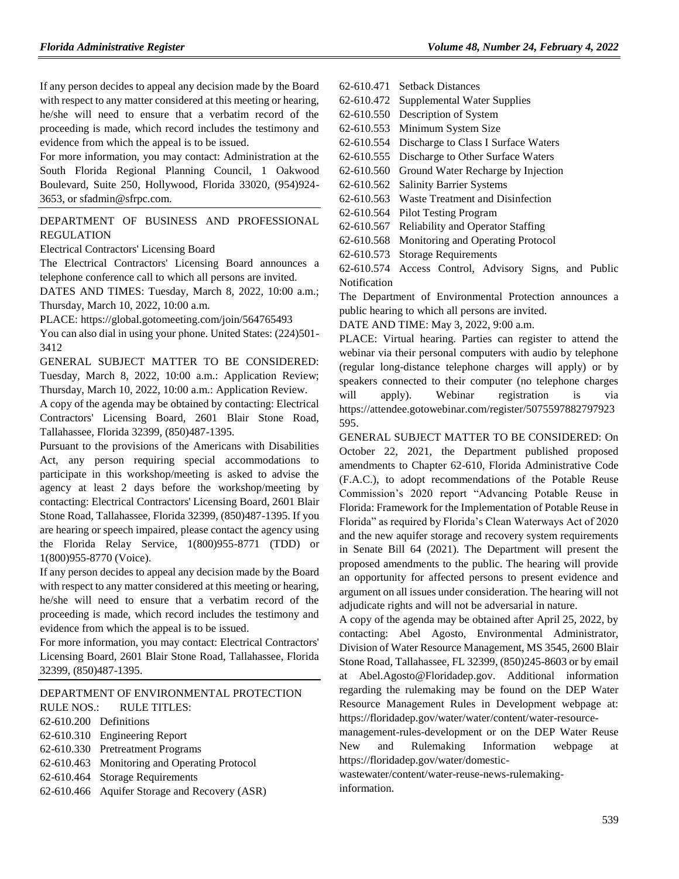If any person decides to appeal any decision made by the Board with respect to any matter considered at this meeting or hearing, he/she will need to ensure that a verbatim record of the proceeding is made, which record includes the testimony and evidence from which the appeal is to be issued.

For more information, you may contact: Administration at the South Florida Regional Planning Council, 1 Oakwood Boulevard, Suite 250, Hollywood, Florida 33020, (954)924-3653, or sfadmin@sfrpc.com.

DEPARTMENT OF BUSINESS AND PROFESSIONAL REGULATION

Electrical Contractors' Licensing Board

The Electrical Contractors' Licensing Board announces a telephone conference call to which all persons are invited.

DATES AND TIMES: Tuesday, March 8, 2022, 10:00 a.m.; Thursday, March 10, 2022, 10:00 a.m.

PLACE: https://global.gotomeeting.com/join/564765493

You can also dial in using your phone. United States: (224)501-3412

GENERAL SUBJECT MATTER TO BE CONSIDERED: Tuesday, March 8, 2022, 10:00 a.m.: Application Review; Thursday, March 10, 2022, 10:00 a.m.: Application Review.

A copy of the agenda may be obtained by contacting: Electrical Contractors' Licensing Board, 2601 Blair Stone Road, Tallahassee, Florida 32399, (850)487-1395.

Pursuant to the provisions of the Americans with Disabilities Act, any person requiring special accommodations to participate in this workshop/meeting is asked to advise the agency at least 2 days before the workshop/meeting by contacting: Electrical Contractors' Licensing Board, 2601 Blair Stone Road, Tallahassee, Florida 32399, (850)487-1395. If you are hearing or speech impaired, please contact the agency using the Florida Relay Service, 1(800)955-8771 (TDD) or 1(800)955-8770 (Voice).

If any person decides to appeal any decision made by the Board with respect to any matter considered at this meeting or hearing, he/she will need to ensure that a verbatim record of the proceeding is made, which record includes the testimony and evidence from which the appeal is to be issued.

For more information, you may contact: Electrical Contractors' Licensing Board, 2601 Blair Stone Road, Tallahassee, Florida 32399, (850)487-1395.

DEPARTMENT OF ENVIRONMENTAL PROTECTION

RULE NOS.: RULE TITLES:

62-610.200 Definitions
62-610.310 Engineering Report
62-610.330 Pretreatment Programs
62-610.463 Monitoring and Operating Protocol
62-610.464 Storage Requirements
62-610.466 Aquifer Storage and Recovery (ASR)
62-610.471 Setback Distances
62-610.472 Supplemental Water Supplies
62-610.550 Description of System
62-610.553 Minimum System Size
62-610.554 Discharge to Class I Surface Waters
62-610.555 Discharge to Other Surface Waters
62-610.560 Ground Water Recharge by Injection
62-610.562 Salinity Barrier Systems
62-610.563 Waste Treatment and Disinfection
62-610.564 Pilot Testing Program
62-610.567 Reliability and Operator Staffing
62-610.568 Monitoring and Operating Protocol
62-610.573 Storage Requirements
62-610.574 Access Control, Advisory Signs, and Public Notification

The Department of Environmental Protection announces a public hearing to which all persons are invited.

DATE AND TIME: May 3, 2022, 9:00 a.m.

PLACE: Virtual hearing. Parties can register to attend the webinar via their personal computers with audio by telephone (regular long-distance telephone charges will apply) or by speakers connected to their computer (no telephone charges will apply). Webinar registration is via https://attendee.gotowebinar.com/register/5075597882797923595.

GENERAL SUBJECT MATTER TO BE CONSIDERED: On October 22, 2021, the Department published proposed amendments to Chapter 62-610, Florida Administrative Code (F.A.C.), to adopt recommendations of the Potable Reuse Commission's 2020 report "Advancing Potable Reuse in Florida: Framework for the Implementation of Potable Reuse in Florida" as required by Florida's Clean Waterways Act of 2020 and the new aquifer storage and recovery system requirements in Senate Bill 64 (2021). The Department will present the proposed amendments to the public. The hearing will provide an opportunity for affected persons to present evidence and argument on all issues under consideration. The hearing will not adjudicate rights and will not be adversarial in nature.

A copy of the agenda may be obtained after April 25, 2022, by contacting: Abel Agosto, Environmental Administrator, Division of Water Resource Management, MS 3545, 2600 Blair Stone Road, Tallahassee, FL 32399, (850)245-8603 or by email at Abel.Agosto@Floridadep.gov. Additional information regarding the rulemaking may be found on the DEP Water Resource Management Rules in Development webpage at: https://floridadep.gov/water/water/content/water-resource-management-rules-development or on the DEP Water Reuse New and Rulemaking Information webpage at https://floridadep.gov/water/domestic-wastewater/content/water-reuse-news-rulemaking-information.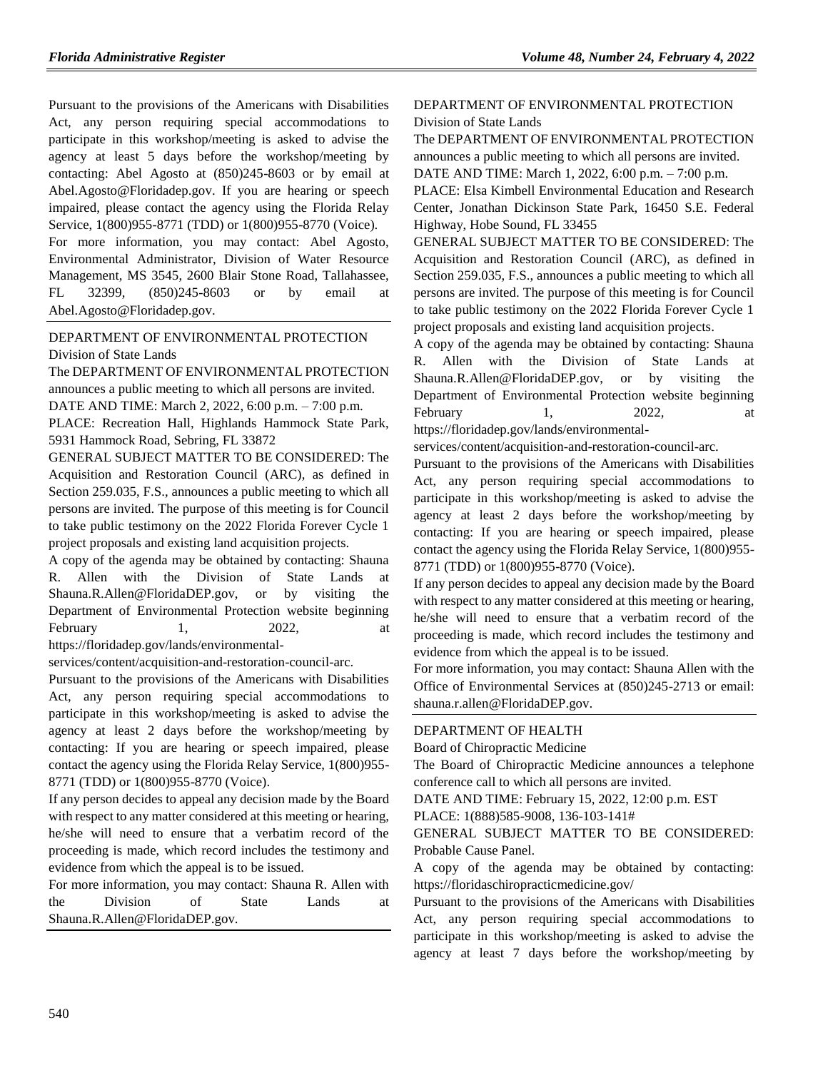Pursuant to the provisions of the Americans with Disabilities Act, any person requiring special accommodations to participate in this workshop/meeting is asked to advise the agency at least 5 days before the workshop/meeting by contacting: Abel Agosto at (850)245-8603 or by email at Abel.Agosto@Floridadep.gov. If you are hearing or speech impaired, please contact the agency using the Florida Relay Service, 1(800)955-8771 (TDD) or 1(800)955-8770 (Voice).

For more information, you may contact: Abel Agosto, Environmental Administrator, Division of Water Resource Management, MS 3545, 2600 Blair Stone Road, Tallahassee, FL 32399, (850)245-8603 or by email at Abel.Agosto@Floridadep.gov.

---

DEPARTMENT OF ENVIRONMENTAL PROTECTION
Division of State Lands

The DEPARTMENT OF ENVIRONMENTAL PROTECTION announces a public meeting to which all persons are invited.

DATE AND TIME: March 2, 2022, 6:00 p.m. – 7:00 p.m.

PLACE: Recreation Hall, Highlands Hammock State Park, 5931 Hammock Road, Sebring, FL 33872

GENERAL SUBJECT MATTER TO BE CONSIDERED: The Acquisition and Restoration Council (ARC), as defined in Section 259.035, F.S., announces a public meeting to which all persons are invited. The purpose of this meeting is for Council to take public testimony on the 2022 Florida Forever Cycle 1 project proposals and existing land acquisition projects.

A copy of the agenda may be obtained by contacting: Shauna R. Allen with the Division of State Lands at Shauna.R.Allen@FloridaDEP.gov, or by visiting the Department of Environmental Protection website beginning February 1, 2022, at https://floridadep.gov/lands/environmental-services/content/acquisition-and-restoration-council-arc.

Pursuant to the provisions of the Americans with Disabilities Act, any person requiring special accommodations to participate in this workshop/meeting is asked to advise the agency at least 2 days before the workshop/meeting by contacting: If you are hearing or speech impaired, please contact the agency using the Florida Relay Service, 1(800)955-8771 (TDD) or 1(800)955-8770 (Voice).

If any person decides to appeal any decision made by the Board with respect to any matter considered at this meeting or hearing, he/she will need to ensure that a verbatim record of the proceeding is made, which record includes the testimony and evidence from which the appeal is to be issued.

For more information, you may contact: Shauna R. Allen with the Division of State Lands at Shauna.R.Allen@FloridaDEP.gov.

---

DEPARTMENT OF ENVIRONMENTAL PROTECTION
Division of State Lands

The DEPARTMENT OF ENVIRONMENTAL PROTECTION announces a public meeting to which all persons are invited.

DATE AND TIME: March 1, 2022, 6:00 p.m. – 7:00 p.m.

PLACE: Elsa Kimbell Environmental Education and Research Center, Jonathan Dickinson State Park, 16450 S.E. Federal Highway, Hobe Sound, FL 33455

GENERAL SUBJECT MATTER TO BE CONSIDERED: The Acquisition and Restoration Council (ARC), as defined in Section 259.035, F.S., announces a public meeting to which all persons are invited. The purpose of this meeting is for Council to take public testimony on the 2022 Florida Forever Cycle 1 project proposals and existing land acquisition projects.

A copy of the agenda may be obtained by contacting: Shauna R. Allen with the Division of State Lands at Shauna.R.Allen@FloridaDEP.gov, or by visiting the Department of Environmental Protection website beginning February 1, 2022, at https://floridadep.gov/lands/environmental-services/content/acquisition-and-restoration-council-arc.

Pursuant to the provisions of the Americans with Disabilities Act, any person requiring special accommodations to participate in this workshop/meeting is asked to advise the agency at least 2 days before the workshop/meeting by contacting: If you are hearing or speech impaired, please contact the agency using the Florida Relay Service, 1(800)955-8771 (TDD) or 1(800)955-8770 (Voice).

If any person decides to appeal any decision made by the Board with respect to any matter considered at this meeting or hearing, he/she will need to ensure that a verbatim record of the proceeding is made, which record includes the testimony and evidence from which the appeal is to be issued.

For more information, you may contact: Shauna Allen with the Office of Environmental Services at (850)245-2713 or email: shauna.r.allen@FloridaDEP.gov.

---

DEPARTMENT OF HEALTH
Board of Chiropractic Medicine

The Board of Chiropractic Medicine announces a telephone conference call to which all persons are invited.

DATE AND TIME: February 15, 2022, 12:00 p.m. EST

PLACE: 1(888)585-9008, 136-103-141#

GENERAL SUBJECT MATTER TO BE CONSIDERED: Probable Cause Panel.

A copy of the agenda may be obtained by contacting: https://floridaschiropracticmedicine.gov/

Pursuant to the provisions of the Americans with Disabilities Act, any person requiring special accommodations to participate in this workshop/meeting is asked to advise the agency at least 7 days before the workshop/meeting by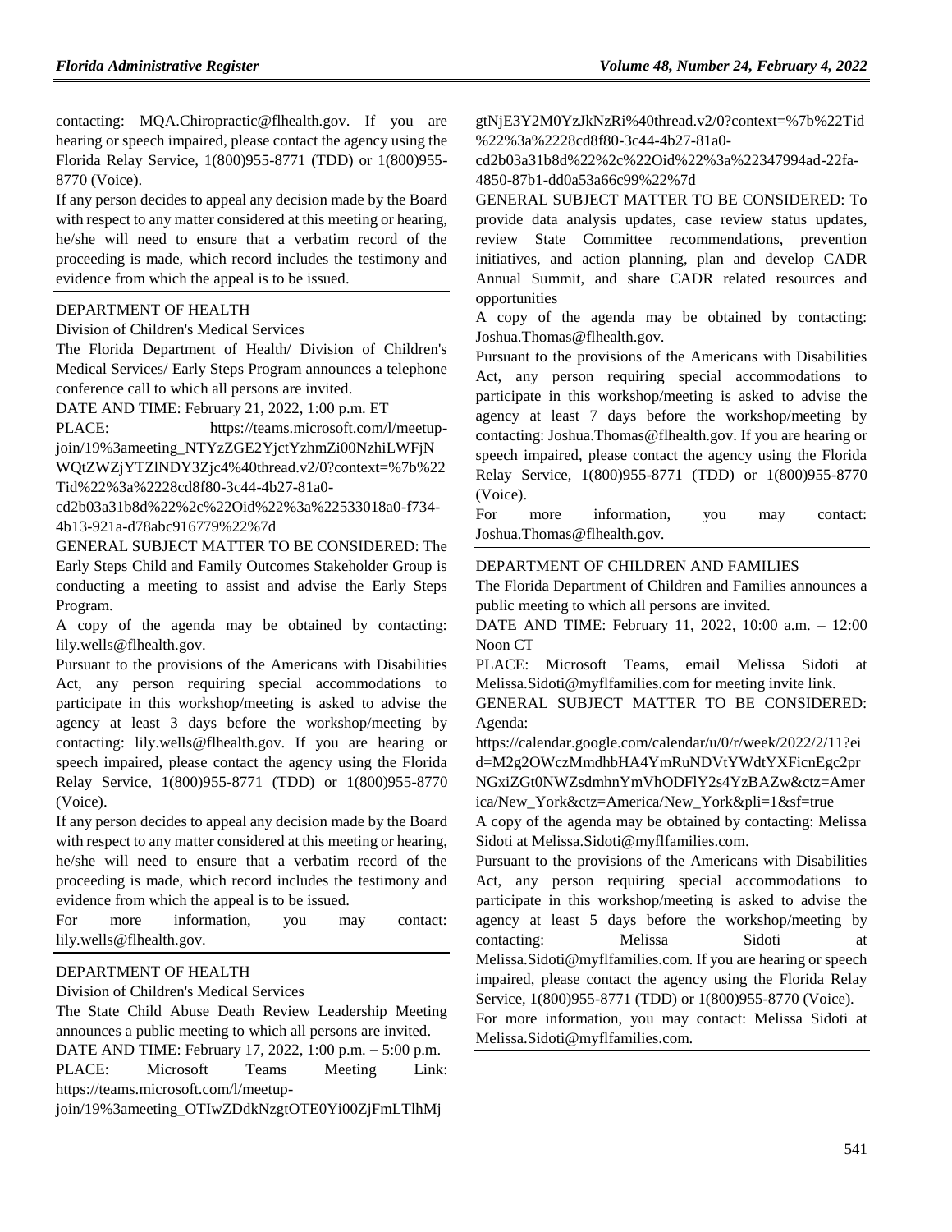contacting: MQA.Chiropractic@flhealth.gov. If you are hearing or speech impaired, please contact the agency using the Florida Relay Service, 1(800)955-8771 (TDD) or 1(800)955-8770 (Voice).

If any person decides to appeal any decision made by the Board with respect to any matter considered at this meeting or hearing, he/she will need to ensure that a verbatim record of the proceeding is made, which record includes the testimony and evidence from which the appeal is to be issued.

DEPARTMENT OF HEALTH

Division of Children's Medical Services

The Florida Department of Health/ Division of Children's Medical Services/ Early Steps Program announces a telephone conference call to which all persons are invited.

DATE AND TIME: February 21, 2022, 1:00 p.m. ET

PLACE: https://teams.microsoft.com/l/meetup-join/19%3ameeting_NTYzZGE2YjctYzhmZi00NzhiLWFjNWQtZWZjYTZlNDY3Zjc4%40thread.v2/0?context=%7b%22Tid%22%3a%2228cd8f80-3c44-4b27-81a0-cd2b03a31b8d%22%2c%22Oid%22%3a%22533018a0-f734-4b13-921a-d78abc916779%22%7d

GENERAL SUBJECT MATTER TO BE CONSIDERED: The Early Steps Child and Family Outcomes Stakeholder Group is conducting a meeting to assist and advise the Early Steps Program.

A copy of the agenda may be obtained by contacting: lily.wells@flhealth.gov.

Pursuant to the provisions of the Americans with Disabilities Act, any person requiring special accommodations to participate in this workshop/meeting is asked to advise the agency at least 3 days before the workshop/meeting by contacting: lily.wells@flhealth.gov. If you are hearing or speech impaired, please contact the agency using the Florida Relay Service, 1(800)955-8771 (TDD) or 1(800)955-8770 (Voice).

If any person decides to appeal any decision made by the Board with respect to any matter considered at this meeting or hearing, he/she will need to ensure that a verbatim record of the proceeding is made, which record includes the testimony and evidence from which the appeal is to be issued.

For more information, you may contact: lily.wells@flhealth.gov.

DEPARTMENT OF HEALTH

Division of Children's Medical Services

The State Child Abuse Death Review Leadership Meeting announces a public meeting to which all persons are invited.

DATE AND TIME: February 17, 2022, 1:00 p.m. – 5:00 p.m.

PLACE: Microsoft Teams Meeting Link: https://teams.microsoft.com/l/meetup-join/19%3ameeting_OTIwZDdkNzgtOTE0Yi00ZjFmLTlhMjgtNjE3Y2M0YzJkNzRi%40thread.v2/0?context=%7b%22Tid%22%3a%2228cd8f80-3c44-4b27-81a0-cd2b03a31b8d%22%2c%22Oid%22%3a%22347994ad-22fa-4850-87b1-dd0a53a66c99%22%7d

GENERAL SUBJECT MATTER TO BE CONSIDERED: To provide data analysis updates, case review status updates, review State Committee recommendations, prevention initiatives, and action planning, plan and develop CADR Annual Summit, and share CADR related resources and opportunities

A copy of the agenda may be obtained by contacting: Joshua.Thomas@flhealth.gov.

Pursuant to the provisions of the Americans with Disabilities Act, any person requiring special accommodations to participate in this workshop/meeting is asked to advise the agency at least 7 days before the workshop/meeting by contacting: Joshua.Thomas@flhealth.gov. If you are hearing or speech impaired, please contact the agency using the Florida Relay Service, 1(800)955-8771 (TDD) or 1(800)955-8770 (Voice).

For more information, you may contact: Joshua.Thomas@flhealth.gov.

DEPARTMENT OF CHILDREN AND FAMILIES

The Florida Department of Children and Families announces a public meeting to which all persons are invited.

DATE AND TIME: February 11, 2022, 10:00 a.m. – 12:00 Noon CT

PLACE: Microsoft Teams, email Melissa Sidoti at Melissa.Sidoti@myflfamilies.com for meeting invite link.

GENERAL SUBJECT MATTER TO BE CONSIDERED: Agenda: https://calendar.google.com/calendar/u/0/r/week/2022/2/11?eid=M2g2OWczMmdhbHA4YmRuNDVtYWdtYXFicnEgc2prNGxiZGt0NWZsdmhnYmVhODFlY2s4YzBAZw&ctz=America/New_York&ctz=America/New_York&pli=1&sf=true

A copy of the agenda may be obtained by contacting: Melissa Sidoti at Melissa.Sidoti@myflfamilies.com.

Pursuant to the provisions of the Americans with Disabilities Act, any person requiring special accommodations to participate in this workshop/meeting is asked to advise the agency at least 5 days before the workshop/meeting by contacting: Melissa Sidoti at Melissa.Sidoti@myflfamilies.com. If you are hearing or speech impaired, please contact the agency using the Florida Relay Service, 1(800)955-8771 (TDD) or 1(800)955-8770 (Voice).

For more information, you may contact: Melissa Sidoti at Melissa.Sidoti@myflfamilies.com.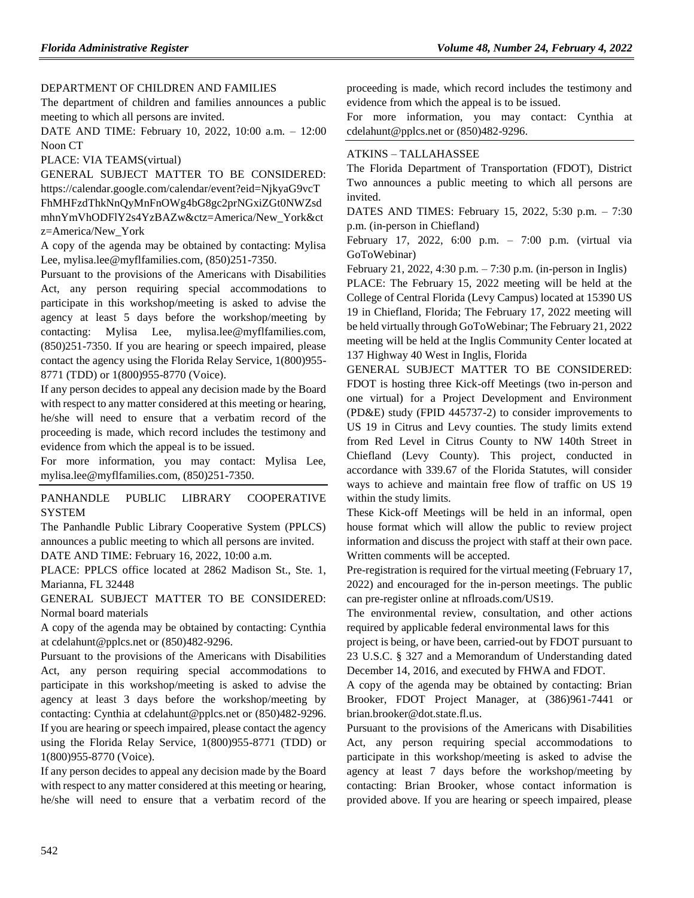DEPARTMENT OF CHILDREN AND FAMILIES

The department of children and families announces a public meeting to which all persons are invited.

DATE AND TIME: February 10, 2022, 10:00 a.m. – 12:00 Noon CT

PLACE: VIA TEAMS(virtual)

GENERAL SUBJECT MATTER TO BE CONSIDERED: https://calendar.google.com/calendar/event?eid=NjkyaG9vcTFhMHFzdThkNnQyMnFnOWg4bG8gc2prNGxiZGt0NWZsdmhnYmVhODFlY2s4YzBAZw&ctz=America/New_York&ctz=America/New_York

A copy of the agenda may be obtained by contacting: Mylisa Lee, mylisa.lee@myflfamilies.com, (850)251-7350.

Pursuant to the provisions of the Americans with Disabilities Act, any person requiring special accommodations to participate in this workshop/meeting is asked to advise the agency at least 5 days before the workshop/meeting by contacting: Mylisa Lee, mylisa.lee@myflfamilies.com, (850)251-7350. If you are hearing or speech impaired, please contact the agency using the Florida Relay Service, 1(800)955-8771 (TDD) or 1(800)955-8770 (Voice).

If any person decides to appeal any decision made by the Board with respect to any matter considered at this meeting or hearing, he/she will need to ensure that a verbatim record of the proceeding is made, which record includes the testimony and evidence from which the appeal is to be issued.

For more information, you may contact: Mylisa Lee, mylisa.lee@myflfamilies.com, (850)251-7350.

PANHANDLE PUBLIC LIBRARY COOPERATIVE SYSTEM

The Panhandle Public Library Cooperative System (PPLCS) announces a public meeting to which all persons are invited.

DATE AND TIME: February 16, 2022, 10:00 a.m.

PLACE: PPLCS office located at 2862 Madison St., Ste. 1, Marianna, FL 32448

GENERAL SUBJECT MATTER TO BE CONSIDERED: Normal board materials

A copy of the agenda may be obtained by contacting: Cynthia at cdelahunt@pplcs.net or (850)482-9296.

Pursuant to the provisions of the Americans with Disabilities Act, any person requiring special accommodations to participate in this workshop/meeting is asked to advise the agency at least 3 days before the workshop/meeting by contacting: Cynthia at cdelahunt@pplcs.net or (850)482-9296. If you are hearing or speech impaired, please contact the agency using the Florida Relay Service, 1(800)955-8771 (TDD) or 1(800)955-8770 (Voice).

If any person decides to appeal any decision made by the Board with respect to any matter considered at this meeting or hearing, he/she will need to ensure that a verbatim record of the proceeding is made, which record includes the testimony and evidence from which the appeal is to be issued.

For more information, you may contact: Cynthia at cdelahunt@pplcs.net or (850)482-9296.

ATKINS – TALLAHASSEE

The Florida Department of Transportation (FDOT), District Two announces a public meeting to which all persons are invited.

DATES AND TIMES: February 15, 2022, 5:30 p.m. – 7:30 p.m. (in-person in Chiefland)

February 17, 2022, 6:00 p.m. – 7:00 p.m. (virtual via GoToWebinar)

February 21, 2022, 4:30 p.m. – 7:30 p.m. (in-person in Inglis)

PLACE: The February 15, 2022 meeting will be held at the College of Central Florida (Levy Campus) located at 15390 US 19 in Chiefland, Florida; The February 17, 2022 meeting will be held virtually through GoToWebinar; The February 21, 2022 meeting will be held at the Inglis Community Center located at 137 Highway 40 West in Inglis, Florida

GENERAL SUBJECT MATTER TO BE CONSIDERED: FDOT is hosting three Kick-off Meetings (two in-person and one virtual) for a Project Development and Environment (PD&E) study (FPID 445737-2) to consider improvements to US 19 in Citrus and Levy counties. The study limits extend from Red Level in Citrus County to NW 140th Street in Chiefland (Levy County). This project, conducted in accordance with 339.67 of the Florida Statutes, will consider ways to achieve and maintain free flow of traffic on US 19 within the study limits.

These Kick-off Meetings will be held in an informal, open house format which will allow the public to review project information and discuss the project with staff at their own pace. Written comments will be accepted.

Pre-registration is required for the virtual meeting (February 17, 2022) and encouraged for the in-person meetings. The public can pre-register online at nflroads.com/US19.

The environmental review, consultation, and other actions required by applicable federal environmental laws for this project is being, or have been, carried-out by FDOT pursuant to 23 U.S.C. § 327 and a Memorandum of Understanding dated December 14, 2016, and executed by FHWA and FDOT.

A copy of the agenda may be obtained by contacting: Brian Brooker, FDOT Project Manager, at (386)961-7441 or brian.brooker@dot.state.fl.us.

Pursuant to the provisions of the Americans with Disabilities Act, any person requiring special accommodations to participate in this workshop/meeting is asked to advise the agency at least 7 days before the workshop/meeting by contacting: Brian Brooker, whose contact information is provided above. If you are hearing or speech impaired, please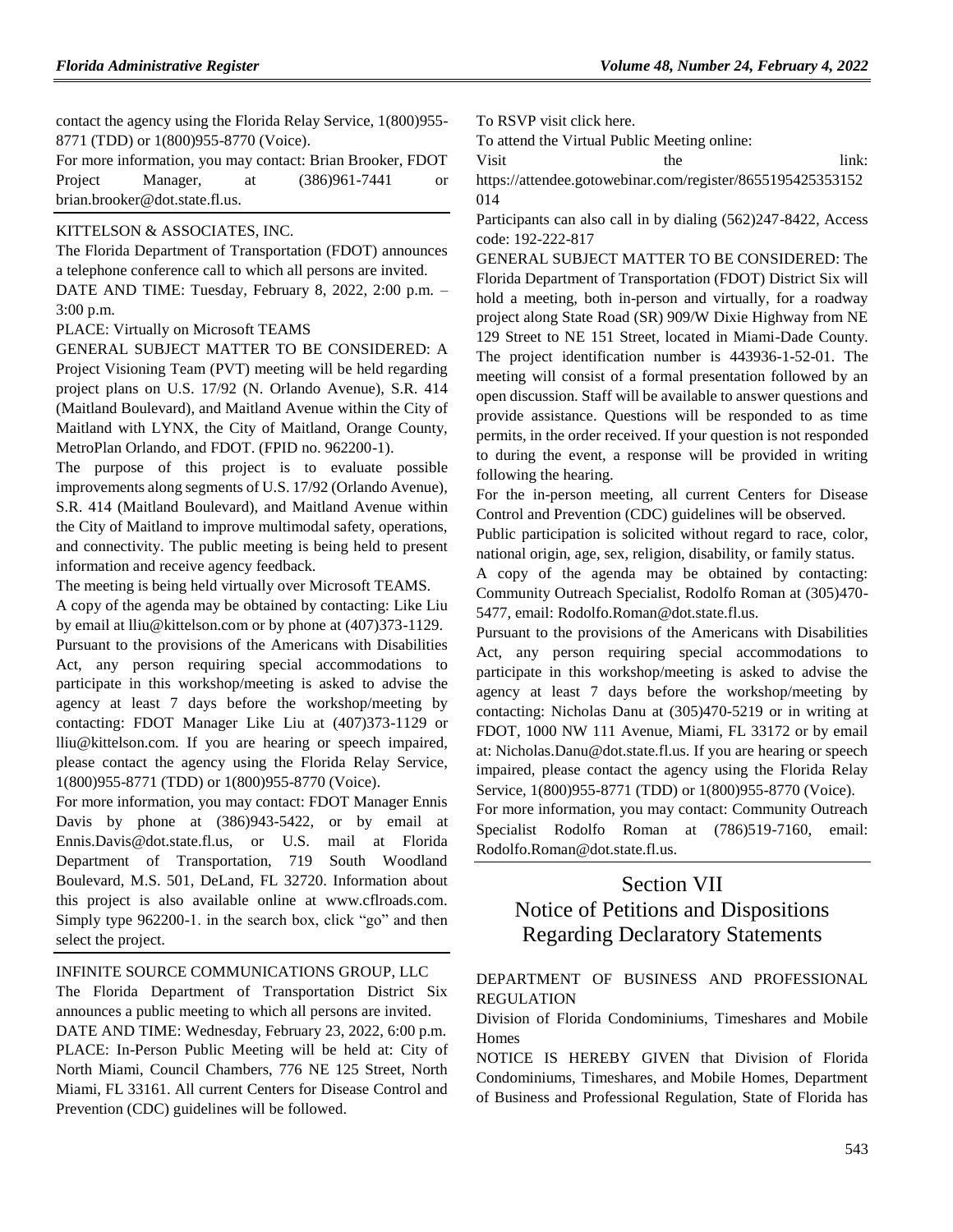contact the agency using the Florida Relay Service, 1(800)955-8771 (TDD) or 1(800)955-8770 (Voice).

For more information, you may contact: Brian Brooker, FDOT Project Manager, at (386)961-7441 or brian.brooker@dot.state.fl.us.

KITTELSON & ASSOCIATES, INC.

The Florida Department of Transportation (FDOT) announces a telephone conference call to which all persons are invited.

DATE AND TIME: Tuesday, February 8, 2022, 2:00 p.m. – 3:00 p.m.

PLACE: Virtually on Microsoft TEAMS

GENERAL SUBJECT MATTER TO BE CONSIDERED: A Project Visioning Team (PVT) meeting will be held regarding project plans on U.S. 17/92 (N. Orlando Avenue), S.R. 414 (Maitland Boulevard), and Maitland Avenue within the City of Maitland with LYNX, the City of Maitland, Orange County, MetroPlan Orlando, and FDOT. (FPID no. 962200-1).

The purpose of this project is to evaluate possible improvements along segments of U.S. 17/92 (Orlando Avenue), S.R. 414 (Maitland Boulevard), and Maitland Avenue within the City of Maitland to improve multimodal safety, operations, and connectivity. The public meeting is being held to present information and receive agency feedback.

The meeting is being held virtually over Microsoft TEAMS.

A copy of the agenda may be obtained by contacting: Like Liu by email at lliu@kittelson.com or by phone at (407)373-1129.

Pursuant to the provisions of the Americans with Disabilities Act, any person requiring special accommodations to participate in this workshop/meeting is asked to advise the agency at least 7 days before the workshop/meeting by contacting: FDOT Manager Like Liu at (407)373-1129 or lliu@kittelson.com. If you are hearing or speech impaired, please contact the agency using the Florida Relay Service, 1(800)955-8771 (TDD) or 1(800)955-8770 (Voice).

For more information, you may contact: FDOT Manager Ennis Davis by phone at (386)943-5422, or by email at Ennis.Davis@dot.state.fl.us, or U.S. mail at Florida Department of Transportation, 719 South Woodland Boulevard, M.S. 501, DeLand, FL 32720. Information about this project is also available online at www.cflroads.com. Simply type 962200-1. in the search box, click "go" and then select the project.

INFINITE SOURCE COMMUNICATIONS GROUP, LLC

The Florida Department of Transportation District Six announces a public meeting to which all persons are invited.

DATE AND TIME: Wednesday, February 23, 2022, 6:00 p.m.

PLACE: In-Person Public Meeting will be held at: City of North Miami, Council Chambers, 776 NE 125 Street, North Miami, FL 33161. All current Centers for Disease Control and Prevention (CDC) guidelines will be followed.

To RSVP visit click here.

To attend the Virtual Public Meeting online:

Visit the link: https://attendee.gotowebinar.com/register/8655195425353152014

Participants can also call in by dialing (562)247-8422, Access code: 192-222-817

GENERAL SUBJECT MATTER TO BE CONSIDERED: The Florida Department of Transportation (FDOT) District Six will hold a meeting, both in-person and virtually, for a roadway project along State Road (SR) 909/W Dixie Highway from NE 129 Street to NE 151 Street, located in Miami-Dade County. The project identification number is 443936-1-52-01. The meeting will consist of a formal presentation followed by an open discussion. Staff will be available to answer questions and provide assistance. Questions will be responded to as time permits, in the order received. If your question is not responded to during the event, a response will be provided in writing following the hearing.

For the in-person meeting, all current Centers for Disease Control and Prevention (CDC) guidelines will be observed.

Public participation is solicited without regard to race, color, national origin, age, sex, religion, disability, or family status.

A copy of the agenda may be obtained by contacting: Community Outreach Specialist, Rodolfo Roman at (305)470-5477, email: Rodolfo.Roman@dot.state.fl.us.

Pursuant to the provisions of the Americans with Disabilities Act, any person requiring special accommodations to participate in this workshop/meeting is asked to advise the agency at least 7 days before the workshop/meeting by contacting: Nicholas Danu at (305)470-5219 or in writing at FDOT, 1000 NW 111 Avenue, Miami, FL 33172 or by email at: Nicholas.Danu@dot.state.fl.us. If you are hearing or speech impaired, please contact the agency using the Florida Relay Service, 1(800)955-8771 (TDD) or 1(800)955-8770 (Voice).

For more information, you may contact: Community Outreach Specialist Rodolfo Roman at (786)519-7160, email: Rodolfo.Roman@dot.state.fl.us.

# Section VII
# Notice of Petitions and Dispositions Regarding Declaratory Statements

DEPARTMENT OF BUSINESS AND PROFESSIONAL REGULATION

Division of Florida Condominiums, Timeshares and Mobile Homes

NOTICE IS HEREBY GIVEN that Division of Florida Condominiums, Timeshares, and Mobile Homes, Department of Business and Professional Regulation, State of Florida has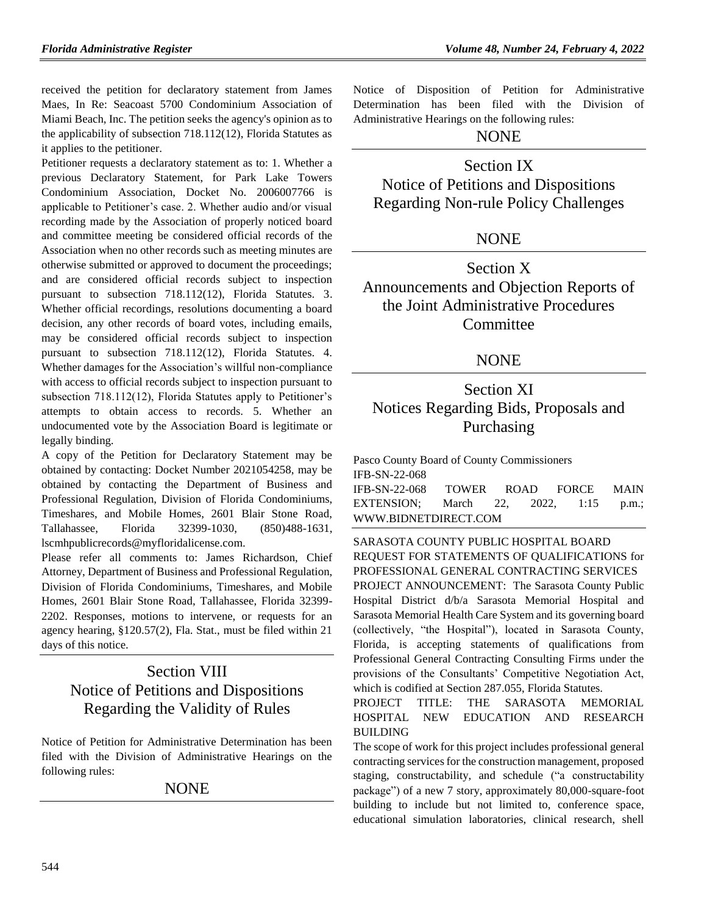received the petition for declaratory statement from James Maes, In Re: Seacoast 5700 Condominium Association of Miami Beach, Inc. The petition seeks the agency's opinion as to the applicability of subsection 718.112(12), Florida Statutes as it applies to the petitioner.

Petitioner requests a declaratory statement as to: 1. Whether a previous Declaratory Statement, for Park Lake Towers Condominium Association, Docket No. 2006007766 is applicable to Petitioner's case. 2. Whether audio and/or visual recording made by the Association of properly noticed board and committee meeting be considered official records of the Association when no other records such as meeting minutes are otherwise submitted or approved to document the proceedings; and are considered official records subject to inspection pursuant to subsection 718.112(12), Florida Statutes. 3. Whether official recordings, resolutions documenting a board decision, any other records of board votes, including emails, may be considered official records subject to inspection pursuant to subsection 718.112(12), Florida Statutes. 4. Whether damages for the Association's willful non-compliance with access to official records subject to inspection pursuant to subsection 718.112(12), Florida Statutes apply to Petitioner's attempts to obtain access to records. 5. Whether an undocumented vote by the Association Board is legitimate or legally binding.

A copy of the Petition for Declaratory Statement may be obtained by contacting: Docket Number 2021054258, may be obtained by contacting the Department of Business and Professional Regulation, Division of Florida Condominiums, Timeshares, and Mobile Homes, 2601 Blair Stone Road, Tallahassee, Florida 32399-1030, (850)488-1631, lscmhpublicrecords@myfloridalicense.com.

Please refer all comments to: James Richardson, Chief Attorney, Department of Business and Professional Regulation, Division of Florida Condominiums, Timeshares, and Mobile Homes, 2601 Blair Stone Road, Tallahassee, Florida 32399-2202. Responses, motions to intervene, or requests for an agency hearing, §120.57(2), Fla. Stat., must be filed within 21 days of this notice.

# Section VIII
# Notice of Petitions and Dispositions Regarding the Validity of Rules

Notice of Petition for Administrative Determination has been filed with the Division of Administrative Hearings on the following rules:

NONE

Notice of Disposition of Petition for Administrative Determination has been filed with the Division of Administrative Hearings on the following rules:

NONE

# Section IX
# Notice of Petitions and Dispositions Regarding Non-rule Policy Challenges

NONE

# Section X
# Announcements and Objection Reports of the Joint Administrative Procedures Committee

NONE

# Section XI
# Notices Regarding Bids, Proposals and Purchasing

Pasco County Board of County Commissioners

IFB-SN-22-068

IFB-SN-22-068 TOWER ROAD FORCE MAIN EXTENSION; March 22, 2022, 1:15 p.m.; WWW.BIDNETDIRECT.COM

SARASOTA COUNTY PUBLIC HOSPITAL BOARD

REQUEST FOR STATEMENTS OF QUALIFICATIONS for PROFESSIONAL GENERAL CONTRACTING SERVICES

PROJECT ANNOUNCEMENT: The Sarasota County Public Hospital District d/b/a Sarasota Memorial Hospital and Sarasota Memorial Health Care System and its governing board (collectively, "the Hospital"), located in Sarasota County, Florida, is accepting statements of qualifications from Professional General Contracting Consulting Firms under the provisions of the Consultants' Competitive Negotiation Act, which is codified at Section 287.055, Florida Statutes.

PROJECT TITLE: THE SARASOTA MEMORIAL HOSPITAL NEW EDUCATION AND RESEARCH BUILDING

The scope of work for this project includes professional general contracting services for the construction management, proposed staging, constructability, and schedule ("a constructability package") of a new 7 story, approximately 80,000-square-foot building to include but not limited to, conference space, educational simulation laboratories, clinical research, shell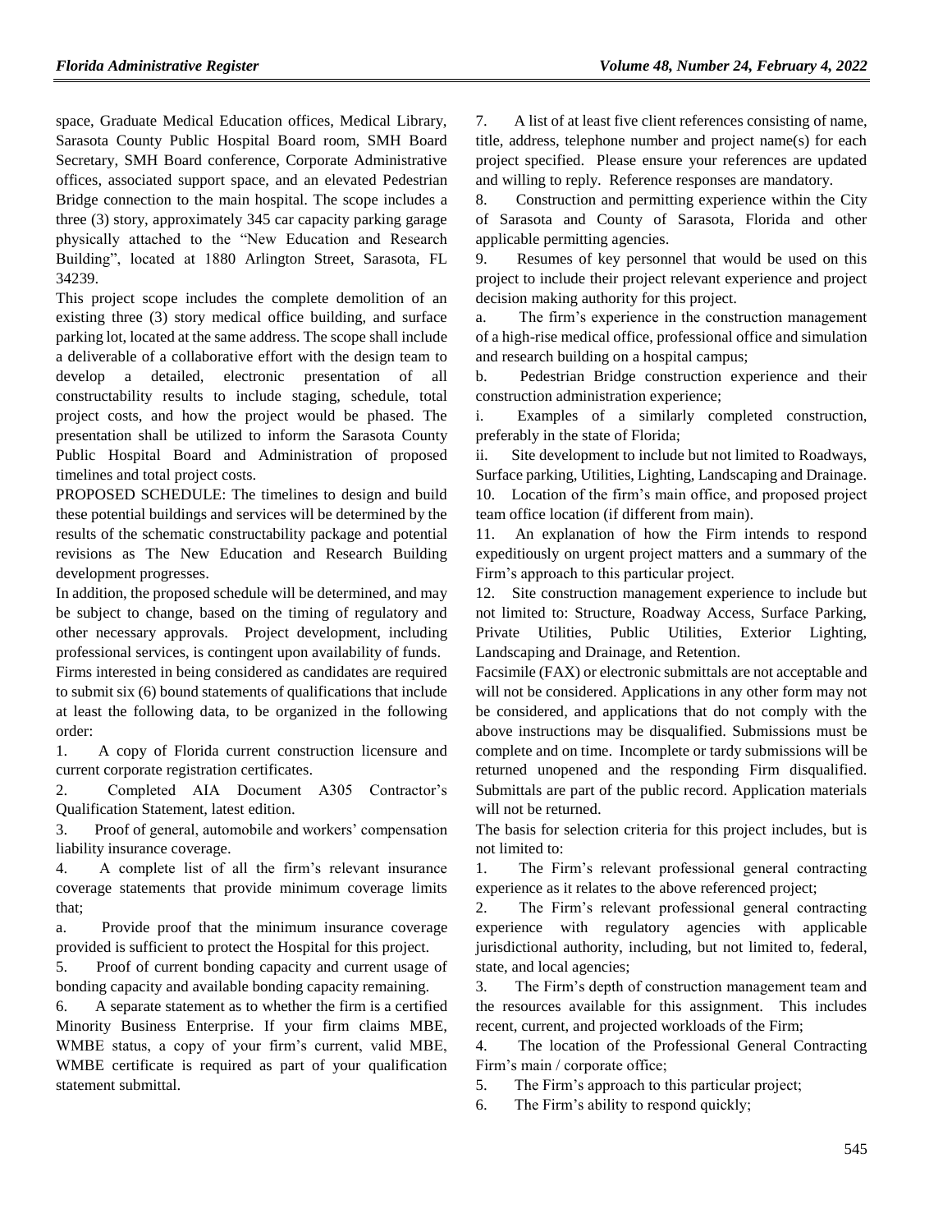space, Graduate Medical Education offices, Medical Library, Sarasota County Public Hospital Board room, SMH Board Secretary, SMH Board conference, Corporate Administrative offices, associated support space, and an elevated Pedestrian Bridge connection to the main hospital. The scope includes a three (3) story, approximately 345 car capacity parking garage physically attached to the "New Education and Research Building", located at 1880 Arlington Street, Sarasota, FL 34239.

This project scope includes the complete demolition of an existing three (3) story medical office building, and surface parking lot, located at the same address. The scope shall include a deliverable of a collaborative effort with the design team to develop a detailed, electronic presentation of all constructability results to include staging, schedule, total project costs, and how the project would be phased. The presentation shall be utilized to inform the Sarasota County Public Hospital Board and Administration of proposed timelines and total project costs.

PROPOSED SCHEDULE: The timelines to design and build these potential buildings and services will be determined by the results of the schematic constructability package and potential revisions as The New Education and Research Building development progresses.

In addition, the proposed schedule will be determined, and may be subject to change, based on the timing of regulatory and other necessary approvals. Project development, including professional services, is contingent upon availability of funds.

Firms interested in being considered as candidates are required to submit six (6) bound statements of qualifications that include at least the following data, to be organized in the following order:

1. A copy of Florida current construction licensure and current corporate registration certificates.
2. Completed AIA Document A305 Contractor's Qualification Statement, latest edition.
3. Proof of general, automobile and workers' compensation liability insurance coverage.
4. A complete list of all the firm's relevant insurance coverage statements that provide minimum coverage limits that;
   a. Provide proof that the minimum insurance coverage provided is sufficient to protect the Hospital for this project.
5. Proof of current bonding capacity and current usage of bonding capacity and available bonding capacity remaining.
6. A separate statement as to whether the firm is a certified Minority Business Enterprise. If your firm claims MBE, WMBE status, a copy of your firm's current, valid MBE, WMBE certificate is required as part of your qualification statement submittal.
7. A list of at least five client references consisting of name, title, address, telephone number and project name(s) for each project specified. Please ensure your references are updated and willing to reply. Reference responses are mandatory.
8. Construction and permitting experience within the City of Sarasota and County of Sarasota, Florida and other applicable permitting agencies.
9. Resumes of key personnel that would be used on this project to include their project relevant experience and project decision making authority for this project.
   a. The firm's experience in the construction management of a high-rise medical office, professional office and simulation and research building on a hospital campus;
   b. Pedestrian Bridge construction experience and their construction administration experience;
      i. Examples of a similarly completed construction, preferably in the state of Florida;
      ii. Site development to include but not limited to Roadways, Surface parking, Utilities, Lighting, Landscaping and Drainage.
10. Location of the firm's main office, and proposed project team office location (if different from main).
11. An explanation of how the Firm intends to respond expeditiously on urgent project matters and a summary of the Firm's approach to this particular project.
12. Site construction management experience to include but not limited to: Structure, Roadway Access, Surface Parking, Private Utilities, Public Utilities, Exterior Lighting, Landscaping and Drainage, and Retention.

Facsimile (FAX) or electronic submittals are not acceptable and will not be considered. Applications in any other form may not be considered, and applications that do not comply with the above instructions may be disqualified. Submissions must be complete and on time. Incomplete or tardy submissions will be returned unopened and the responding Firm disqualified. Submittals are part of the public record. Application materials will not be returned.

The basis for selection criteria for this project includes, but is not limited to:

1. The Firm's relevant professional general contracting experience as it relates to the above referenced project;
2. The Firm's relevant professional general contracting experience with regulatory agencies with applicable jurisdictional authority, including, but not limited to, federal, state, and local agencies;
3. The Firm's depth of construction management team and the resources available for this assignment. This includes recent, current, and projected workloads of the Firm;
4. The location of the Professional General Contracting Firm's main / corporate office;
5. The Firm's approach to this particular project;
6. The Firm's ability to respond quickly;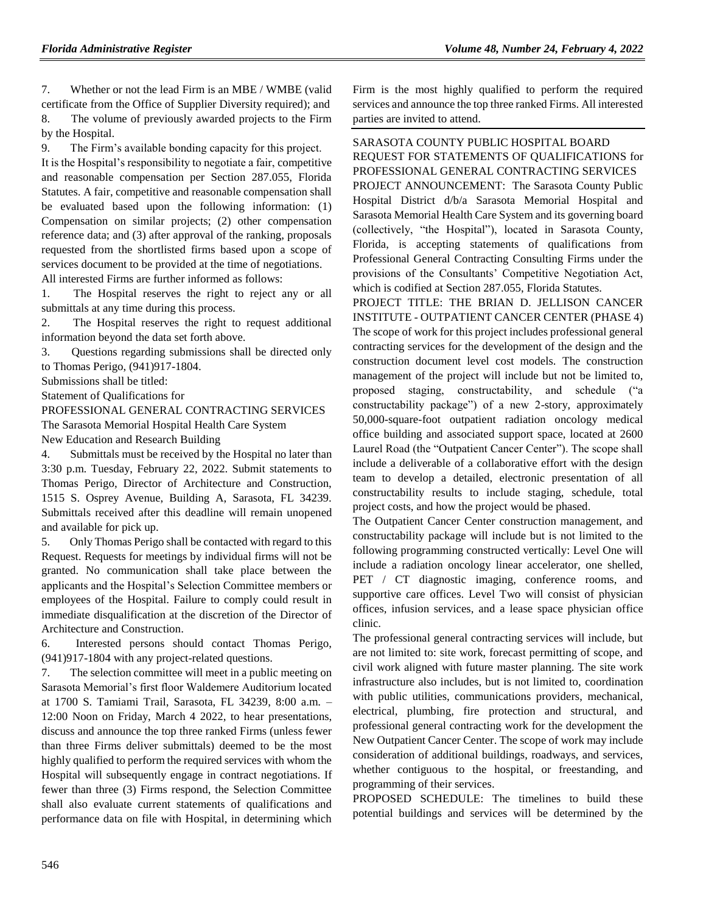7. Whether or not the lead Firm is an MBE / WMBE (valid certificate from the Office of Supplier Diversity required); and
8. The volume of previously awarded projects to the Firm by the Hospital.
9. The Firm's available bonding capacity for this project.

It is the Hospital's responsibility to negotiate a fair, competitive and reasonable compensation per Section 287.055, Florida Statutes. A fair, competitive and reasonable compensation shall be evaluated based upon the following information: (1) Compensation on similar projects; (2) other compensation reference data; and (3) after approval of the ranking, proposals requested from the shortlisted firms based upon a scope of services document to be provided at the time of negotiations.

All interested Firms are further informed as follows:

1. The Hospital reserves the right to reject any or all submittals at any time during this process.
2. The Hospital reserves the right to request additional information beyond the data set forth above.
3. Questions regarding submissions shall be directed only to Thomas Perigo, (941)917-1804.

Submissions shall be titled:

Statement of Qualifications for

PROFESSIONAL GENERAL CONTRACTING SERVICES

The Sarasota Memorial Hospital Health Care System

New Education and Research Building

4. Submittals must be received by the Hospital no later than 3:30 p.m. Tuesday, February 22, 2022. Submit statements to Thomas Perigo, Director of Architecture and Construction, 1515 S. Osprey Avenue, Building A, Sarasota, FL 34239. Submittals received after this deadline will remain unopened and available for pick up.
5. Only Thomas Perigo shall be contacted with regard to this Request. Requests for meetings by individual firms will not be granted. No communication shall take place between the applicants and the Hospital's Selection Committee members or employees of the Hospital. Failure to comply could result in immediate disqualification at the discretion of the Director of Architecture and Construction.
6. Interested persons should contact Thomas Perigo, (941)917-1804 with any project-related questions.
7. The selection committee will meet in a public meeting on Sarasota Memorial's first floor Waldemere Auditorium located at 1700 S. Tamiami Trail, Sarasota, FL 34239, 8:00 a.m. – 12:00 Noon on Friday, March 4 2022, to hear presentations, discuss and announce the top three ranked Firms (unless fewer than three Firms deliver submittals) deemed to be the most highly qualified to perform the required services with whom the Hospital will subsequently engage in contract negotiations. If fewer than three (3) Firms respond, the Selection Committee shall also evaluate current statements of qualifications and performance data on file with Hospital, in determining which Firm is the most highly qualified to perform the required services and announce the top three ranked Firms. All interested parties are invited to attend.

---

SARASOTA COUNTY PUBLIC HOSPITAL BOARD

REQUEST FOR STATEMENTS OF QUALIFICATIONS for PROFESSIONAL GENERAL CONTRACTING SERVICES

PROJECT ANNOUNCEMENT: The Sarasota County Public Hospital District d/b/a Sarasota Memorial Hospital and Sarasota Memorial Health Care System and its governing board (collectively, "the Hospital"), located in Sarasota County, Florida, is accepting statements of qualifications from Professional General Contracting Consulting Firms under the provisions of the Consultants' Competitive Negotiation Act, which is codified at Section 287.055, Florida Statutes.

PROJECT TITLE: THE BRIAN D. JELLISON CANCER INSTITUTE - OUTPATIENT CANCER CENTER (PHASE 4)

The scope of work for this project includes professional general contracting services for the development of the design and the construction document level cost models. The construction management of the project will include but not be limited to, proposed staging, constructability, and schedule ("a constructability package") of a new 2-story, approximately 50,000-square-foot outpatient radiation oncology medical office building and associated support space, located at 2600 Laurel Road (the "Outpatient Cancer Center"). The scope shall include a deliverable of a collaborative effort with the design team to develop a detailed, electronic presentation of all constructability results to include staging, schedule, total project costs, and how the project would be phased.

The Outpatient Cancer Center construction management, and constructability package will include but is not limited to the following programming constructed vertically: Level One will include a radiation oncology linear accelerator, one shelled, PET / CT diagnostic imaging, conference rooms, and supportive care offices. Level Two will consist of physician offices, infusion services, and a lease space physician office clinic.

The professional general contracting services will include, but are not limited to: site work, forecast permitting of scope, and civil work aligned with future master planning. The site work infrastructure also includes, but is not limited to, coordination with public utilities, communications providers, mechanical, electrical, plumbing, fire protection and structural, and professional general contracting work for the development the New Outpatient Cancer Center. The scope of work may include consideration of additional buildings, roadways, and services, whether contiguous to the hospital, or freestanding, and programming of their services.

PROPOSED SCHEDULE: The timelines to build these potential buildings and services will be determined by the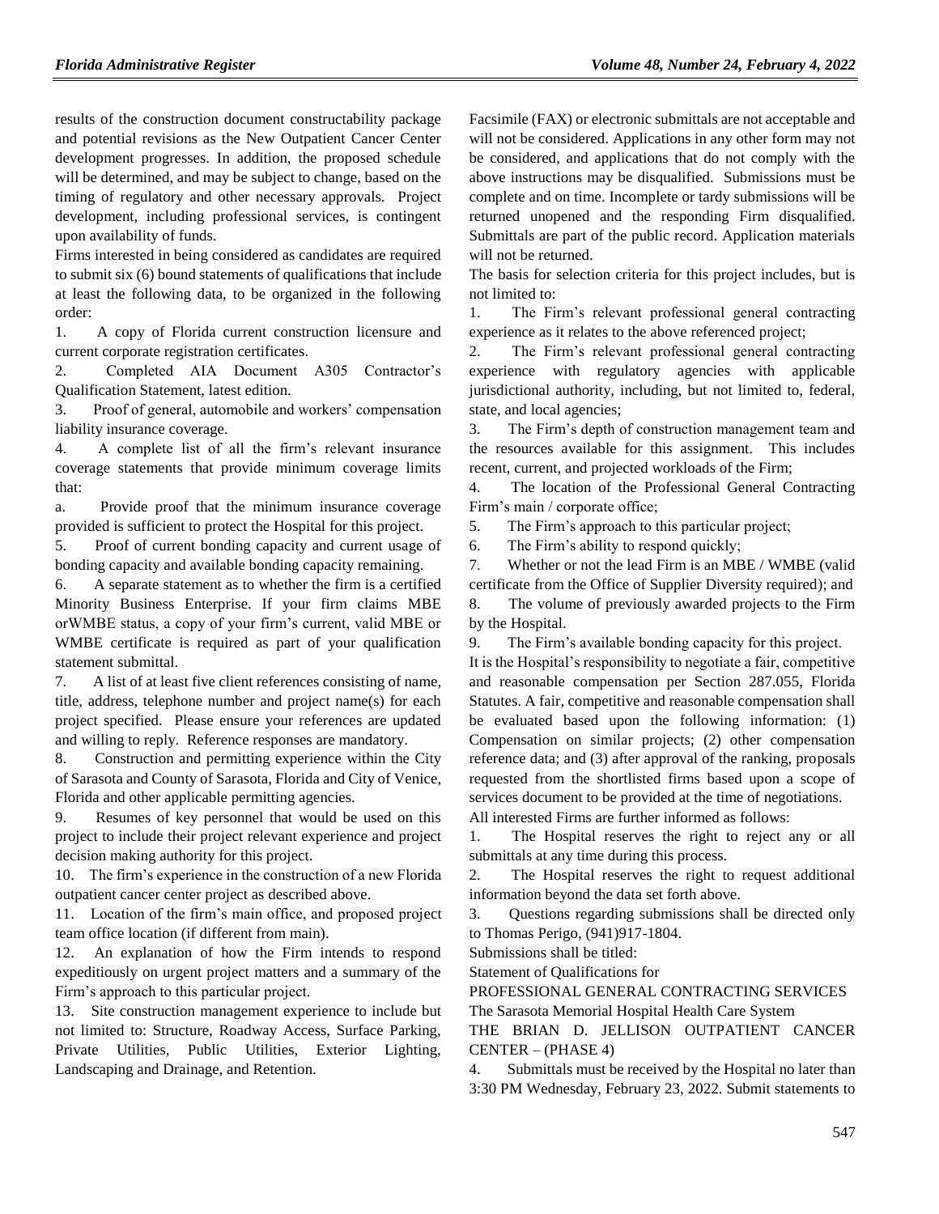results of the construction document constructability package and potential revisions as the New Outpatient Cancer Center development progresses. In addition, the proposed schedule will be determined, and may be subject to change, based on the timing of regulatory and other necessary approvals. Project development, including professional services, is contingent upon availability of funds.

Firms interested in being considered as candidates are required to submit six (6) bound statements of qualifications that include at least the following data, to be organized in the following order:

1. A copy of Florida current construction licensure and current corporate registration certificates.
2. Completed AIA Document A305 Contractor's Qualification Statement, latest edition.
3. Proof of general, automobile and workers' compensation liability insurance coverage.
4. A complete list of all the firm's relevant insurance coverage statements that provide minimum coverage limits that:
   a. Provide proof that the minimum insurance coverage provided is sufficient to protect the Hospital for this project.
5. Proof of current bonding capacity and current usage of bonding capacity and available bonding capacity remaining.
6. A separate statement as to whether the firm is a certified Minority Business Enterprise. If your firm claims MBE orWMBE status, a copy of your firm's current, valid MBE or WMBE certificate is required as part of your qualification statement submittal.
7. A list of at least five client references consisting of name, title, address, telephone number and project name(s) for each project specified. Please ensure your references are updated and willing to reply. Reference responses are mandatory.
8. Construction and permitting experience within the City of Sarasota and County of Sarasota, Florida and City of Venice, Florida and other applicable permitting agencies.
9. Resumes of key personnel that would be used on this project to include their project relevant experience and project decision making authority for this project.
10. The firm's experience in the construction of a new Florida outpatient cancer center project as described above.
11. Location of the firm's main office, and proposed project team office location (if different from main).
12. An explanation of how the Firm intends to respond expeditiously on urgent project matters and a summary of the Firm's approach to this particular project.
13. Site construction management experience to include but not limited to: Structure, Roadway Access, Surface Parking, Private Utilities, Public Utilities, Exterior Lighting, Landscaping and Drainage, and Retention.

Facsimile (FAX) or electronic submittals are not acceptable and will not be considered. Applications in any other form may not be considered, and applications that do not comply with the above instructions may be disqualified. Submissions must be complete and on time. Incomplete or tardy submissions will be returned unopened and the responding Firm disqualified. Submittals are part of the public record. Application materials will not be returned.

The basis for selection criteria for this project includes, but is not limited to:

1. The Firm's relevant professional general contracting experience as it relates to the above referenced project;
2. The Firm's relevant professional general contracting experience with regulatory agencies with applicable jurisdictional authority, including, but not limited to, federal, state, and local agencies;
3. The Firm's depth of construction management team and the resources available for this assignment. This includes recent, current, and projected workloads of the Firm;
4. The location of the Professional General Contracting Firm's main / corporate office;
5. The Firm's approach to this particular project;
6. The Firm's ability to respond quickly;
7. Whether or not the lead Firm is an MBE / WMBE (valid certificate from the Office of Supplier Diversity required); and
8. The volume of previously awarded projects to the Firm by the Hospital.
9. The Firm's available bonding capacity for this project.

It is the Hospital's responsibility to negotiate a fair, competitive and reasonable compensation per Section 287.055, Florida Statutes. A fair, competitive and reasonable compensation shall be evaluated based upon the following information: (1) Compensation on similar projects; (2) other compensation reference data; and (3) after approval of the ranking, proposals requested from the shortlisted firms based upon a scope of services document to be provided at the time of negotiations.

All interested Firms are further informed as follows:

1. The Hospital reserves the right to reject any or all submittals at any time during this process.
2. The Hospital reserves the right to request additional information beyond the data set forth above.
3. Questions regarding submissions shall be directed only to Thomas Perigo, (941)917-1804.

Submissions shall be titled:

Statement of Qualifications for

PROFESSIONAL GENERAL CONTRACTING SERVICES

The Sarasota Memorial Hospital Health Care System

THE BRIAN D. JELLISON OUTPATIENT CANCER CENTER – (PHASE 4)

4. Submittals must be received by the Hospital no later than 3:30 PM Wednesday, February 23, 2022. Submit statements to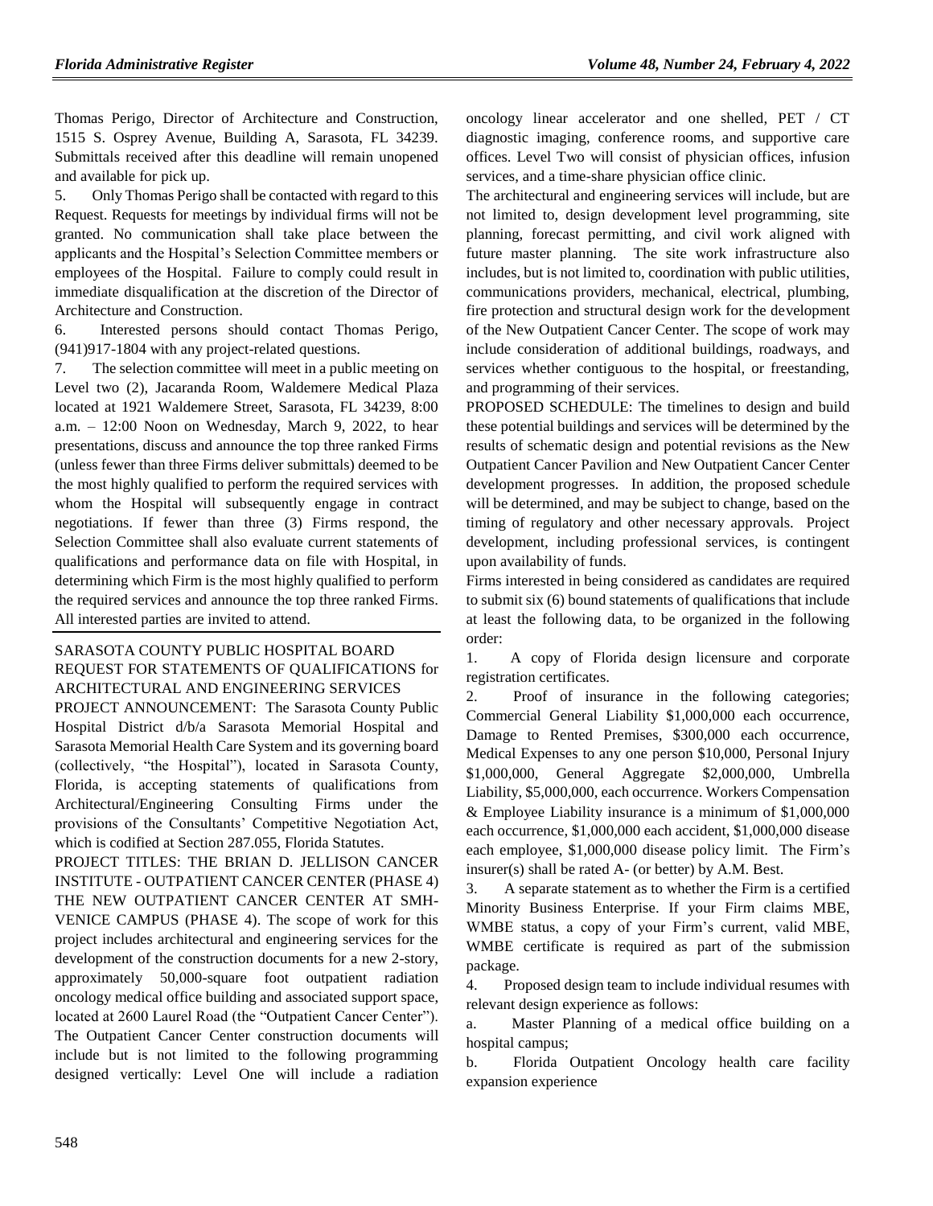Thomas Perigo, Director of Architecture and Construction, 1515 S. Osprey Avenue, Building A, Sarasota, FL 34239. Submittals received after this deadline will remain unopened and available for pick up.

5. Only Thomas Perigo shall be contacted with regard to this Request. Requests for meetings by individual firms will not be granted. No communication shall take place between the applicants and the Hospital's Selection Committee members or employees of the Hospital. Failure to comply could result in immediate disqualification at the discretion of the Director of Architecture and Construction.

6. Interested persons should contact Thomas Perigo, (941)917-1804 with any project-related questions.

7. The selection committee will meet in a public meeting on Level two (2), Jacaranda Room, Waldemere Medical Plaza located at 1921 Waldemere Street, Sarasota, FL 34239, 8:00 a.m. – 12:00 Noon on Wednesday, March 9, 2022, to hear presentations, discuss and announce the top three ranked Firms (unless fewer than three Firms deliver submittals) deemed to be the most highly qualified to perform the required services with whom the Hospital will subsequently engage in contract negotiations. If fewer than three (3) Firms respond, the Selection Committee shall also evaluate current statements of qualifications and performance data on file with Hospital, in determining which Firm is the most highly qualified to perform the required services and announce the top three ranked Firms. All interested parties are invited to attend.

SARASOTA COUNTY PUBLIC HOSPITAL BOARD

REQUEST FOR STATEMENTS OF QUALIFICATIONS for ARCHITECTURAL AND ENGINEERING SERVICES

PROJECT ANNOUNCEMENT: The Sarasota County Public Hospital District d/b/a Sarasota Memorial Hospital and Sarasota Memorial Health Care System and its governing board (collectively, "the Hospital"), located in Sarasota County, Florida, is accepting statements of qualifications from Architectural/Engineering Consulting Firms under the provisions of the Consultants' Competitive Negotiation Act, which is codified at Section 287.055, Florida Statutes.

PROJECT TITLES: THE BRIAN D. JELLISON CANCER INSTITUTE - OUTPATIENT CANCER CENTER (PHASE 4) THE NEW OUTPATIENT CANCER CENTER AT SMH-VENICE CAMPUS (PHASE 4). The scope of work for this project includes architectural and engineering services for the development of the construction documents for a new 2-story, approximately 50,000-square foot outpatient radiation oncology medical office building and associated support space, located at 2600 Laurel Road (the "Outpatient Cancer Center"). The Outpatient Cancer Center construction documents will include but is not limited to the following programming designed vertically: Level One will include a radiation oncology linear accelerator and one shelled, PET / CT diagnostic imaging, conference rooms, and supportive care offices. Level Two will consist of physician offices, infusion services, and a time-share physician office clinic.

The architectural and engineering services will include, but are not limited to, design development level programming, site planning, forecast permitting, and civil work aligned with future master planning. The site work infrastructure also includes, but is not limited to, coordination with public utilities, communications providers, mechanical, electrical, plumbing, fire protection and structural design work for the development of the New Outpatient Cancer Center. The scope of work may include consideration of additional buildings, roadways, and services whether contiguous to the hospital, or freestanding, and programming of their services.

PROPOSED SCHEDULE: The timelines to design and build these potential buildings and services will be determined by the results of schematic design and potential revisions as the New Outpatient Cancer Pavilion and New Outpatient Cancer Center development progresses. In addition, the proposed schedule will be determined, and may be subject to change, based on the timing of regulatory and other necessary approvals. Project development, including professional services, is contingent upon availability of funds.

Firms interested in being considered as candidates are required to submit six (6) bound statements of qualifications that include at least the following data, to be organized in the following order:

1. A copy of Florida design licensure and corporate registration certificates.

2. Proof of insurance in the following categories; Commercial General Liability $1,000,000 each occurrence, Damage to Rented Premises, $300,000 each occurrence, Medical Expenses to any one person $10,000, Personal Injury $1,000,000, General Aggregate $2,000,000, Umbrella Liability, $5,000,000, each occurrence. Workers Compensation & Employee Liability insurance is a minimum of $1,000,000 each occurrence, $1,000,000 each accident, $1,000,000 disease each employee, $1,000,000 disease policy limit. The Firm's insurer(s) shall be rated A- (or better) by A.M. Best.

3. A separate statement as to whether the Firm is a certified Minority Business Enterprise. If your Firm claims MBE, WMBE status, a copy of your Firm's current, valid MBE, WMBE certificate is required as part of the submission package.

4. Proposed design team to include individual resumes with relevant design experience as follows:

a. Master Planning of a medical office building on a hospital campus;

b. Florida Outpatient Oncology health care facility expansion experience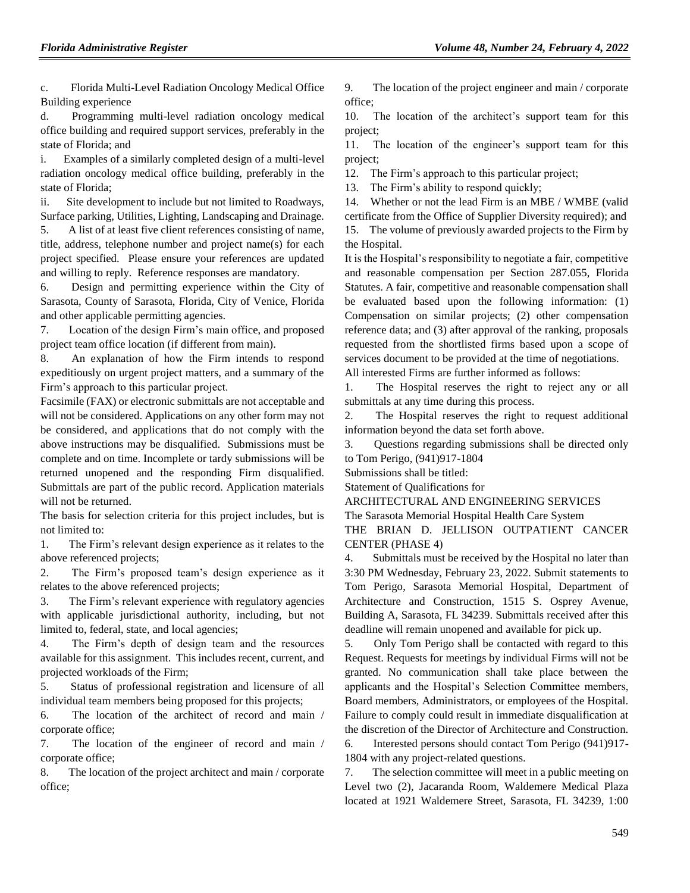c. Florida Multi-Level Radiation Oncology Medical Office Building experience

d. Programming multi-level radiation oncology medical office building and required support services, preferably in the state of Florida; and

i. Examples of a similarly completed design of a multi-level radiation oncology medical office building, preferably in the state of Florida;

ii. Site development to include but not limited to Roadways, Surface parking, Utilities, Lighting, Landscaping and Drainage.

5. A list of at least five client references consisting of name, title, address, telephone number and project name(s) for each project specified. Please ensure your references are updated and willing to reply. Reference responses are mandatory.

6. Design and permitting experience within the City of Sarasota, County of Sarasota, Florida, City of Venice, Florida and other applicable permitting agencies.

7. Location of the design Firm's main office, and proposed project team office location (if different from main).

8. An explanation of how the Firm intends to respond expeditiously on urgent project matters, and a summary of the Firm's approach to this particular project.

Facsimile (FAX) or electronic submittals are not acceptable and will not be considered. Applications on any other form may not be considered, and applications that do not comply with the above instructions may be disqualified. Submissions must be complete and on time. Incomplete or tardy submissions will be returned unopened and the responding Firm disqualified. Submittals are part of the public record. Application materials will not be returned.

The basis for selection criteria for this project includes, but is not limited to:

1. The Firm's relevant design experience as it relates to the above referenced projects;
2. The Firm's proposed team's design experience as it relates to the above referenced projects;
3. The Firm's relevant experience with regulatory agencies with applicable jurisdictional authority, including, but not limited to, federal, state, and local agencies;
4. The Firm's depth of design team and the resources available for this assignment. This includes recent, current, and projected workloads of the Firm;
5. Status of professional registration and licensure of all individual team members being proposed for this projects;
6. The location of the architect of record and main / corporate office;
7. The location of the engineer of record and main / corporate office;
8. The location of the project architect and main / corporate office;
9. The location of the project engineer and main / corporate office;
10. The location of the architect's support team for this project;
11. The location of the engineer's support team for this project;
12. The Firm's approach to this particular project;
13. The Firm's ability to respond quickly;
14. Whether or not the lead Firm is an MBE / WMBE (valid certificate from the Office of Supplier Diversity required); and
15. The volume of previously awarded projects to the Firm by the Hospital.

It is the Hospital's responsibility to negotiate a fair, competitive and reasonable compensation per Section 287.055, Florida Statutes. A fair, competitive and reasonable compensation shall be evaluated based upon the following information: (1) Compensation on similar projects; (2) other compensation reference data; and (3) after approval of the ranking, proposals requested from the shortlisted firms based upon a scope of services document to be provided at the time of negotiations.

All interested Firms are further informed as follows:

1. The Hospital reserves the right to reject any or all submittals at any time during this process.
2. The Hospital reserves the right to request additional information beyond the data set forth above.
3. Questions regarding submissions shall be directed only to Tom Perigo, (941)917-1804

Submissions shall be titled:

Statement of Qualifications for

ARCHITECTURAL AND ENGINEERING SERVICES

The Sarasota Memorial Hospital Health Care System

THE BRIAN D. JELLISON OUTPATIENT CANCER CENTER (PHASE 4)

4. Submittals must be received by the Hospital no later than 3:30 PM Wednesday, February 23, 2022. Submit statements to Tom Perigo, Sarasota Memorial Hospital, Department of Architecture and Construction, 1515 S. Osprey Avenue, Building A, Sarasota, FL 34239. Submittals received after this deadline will remain unopened and available for pick up.
5. Only Tom Perigo shall be contacted with regard to this Request. Requests for meetings by individual Firms will not be granted. No communication shall take place between the applicants and the Hospital's Selection Committee members, Board members, Administrators, or employees of the Hospital. Failure to comply could result in immediate disqualification at the discretion of the Director of Architecture and Construction.
6. Interested persons should contact Tom Perigo (941)917-1804 with any project-related questions.
7. The selection committee will meet in a public meeting on Level two (2), Jacaranda Room, Waldemere Medical Plaza located at 1921 Waldemere Street, Sarasota, FL 34239, 1:00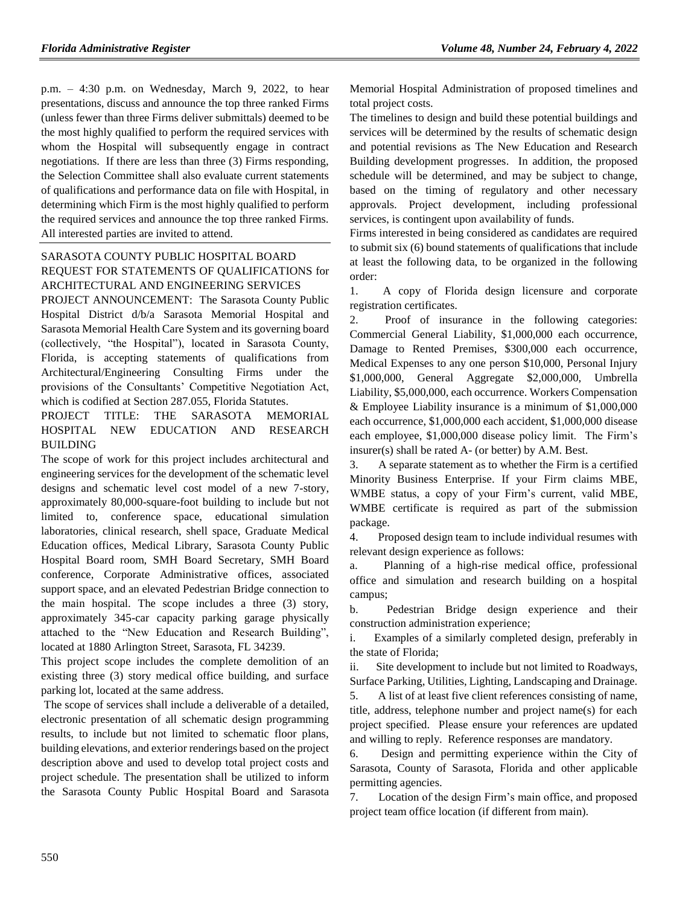p.m. – 4:30 p.m. on Wednesday, March 9, 2022, to hear presentations, discuss and announce the top three ranked Firms (unless fewer than three Firms deliver submittals) deemed to be the most highly qualified to perform the required services with whom the Hospital will subsequently engage in contract negotiations. If there are less than three (3) Firms responding, the Selection Committee shall also evaluate current statements of qualifications and performance data on file with Hospital, in determining which Firm is the most highly qualified to perform the required services and announce the top three ranked Firms. All interested parties are invited to attend.

SARASOTA COUNTY PUBLIC HOSPITAL BOARD

REQUEST FOR STATEMENTS OF QUALIFICATIONS for ARCHITECTURAL AND ENGINEERING SERVICES

PROJECT ANNOUNCEMENT: The Sarasota County Public Hospital District d/b/a Sarasota Memorial Hospital and Sarasota Memorial Health Care System and its governing board (collectively, "the Hospital"), located in Sarasota County, Florida, is accepting statements of qualifications from Architectural/Engineering Consulting Firms under the provisions of the Consultants' Competitive Negotiation Act, which is codified at Section 287.055, Florida Statutes.

PROJECT TITLE: THE SARASOTA MEMORIAL HOSPITAL NEW EDUCATION AND RESEARCH BUILDING

The scope of work for this project includes architectural and engineering services for the development of the schematic level designs and schematic level cost model of a new 7-story, approximately 80,000-square-foot building to include but not limited to, conference space, educational simulation laboratories, clinical research, shell space, Graduate Medical Education offices, Medical Library, Sarasota County Public Hospital Board room, SMH Board Secretary, SMH Board conference, Corporate Administrative offices, associated support space, and an elevated Pedestrian Bridge connection to the main hospital. The scope includes a three (3) story, approximately 345-car capacity parking garage physically attached to the "New Education and Research Building", located at 1880 Arlington Street, Sarasota, FL 34239.

This project scope includes the complete demolition of an existing three (3) story medical office building, and surface parking lot, located at the same address.

The scope of services shall include a deliverable of a detailed, electronic presentation of all schematic design programming results, to include but not limited to schematic floor plans, building elevations, and exterior renderings based on the project description above and used to develop total project costs and project schedule. The presentation shall be utilized to inform the Sarasota County Public Hospital Board and Sarasota Memorial Hospital Administration of proposed timelines and total project costs.

The timelines to design and build these potential buildings and services will be determined by the results of schematic design and potential revisions as The New Education and Research Building development progresses. In addition, the proposed schedule will be determined, and may be subject to change, based on the timing of regulatory and other necessary approvals. Project development, including professional services, is contingent upon availability of funds.

Firms interested in being considered as candidates are required to submit six (6) bound statements of qualifications that include at least the following data, to be organized in the following order:

1. A copy of Florida design licensure and corporate registration certificates.
2. Proof of insurance in the following categories: Commercial General Liability, $1,000,000 each occurrence, Damage to Rented Premises, $300,000 each occurrence, Medical Expenses to any one person $10,000, Personal Injury $1,000,000, General Aggregate $2,000,000, Umbrella Liability, $5,000,000, each occurrence. Workers Compensation & Employee Liability insurance is a minimum of $1,000,000 each occurrence, $1,000,000 each accident, $1,000,000 disease each employee, $1,000,000 disease policy limit. The Firm's insurer(s) shall be rated A- (or better) by A.M. Best.
3. A separate statement as to whether the Firm is a certified Minority Business Enterprise. If your Firm claims MBE, WMBE status, a copy of your Firm's current, valid MBE, WMBE certificate is required as part of the submission package.
4. Proposed design team to include individual resumes with relevant design experience as follows:

a. Planning of a high-rise medical office, professional office and simulation and research building on a hospital campus;

b. Pedestrian Bridge design experience and their construction administration experience;

i. Examples of a similarly completed design, preferably in the state of Florida;

ii. Site development to include but not limited to Roadways, Surface Parking, Utilities, Lighting, Landscaping and Drainage.

5. A list of at least five client references consisting of name, title, address, telephone number and project name(s) for each project specified. Please ensure your references are updated and willing to reply. Reference responses are mandatory.
6. Design and permitting experience within the City of Sarasota, County of Sarasota, Florida and other applicable permitting agencies.
7. Location of the design Firm's main office, and proposed project team office location (if different from main).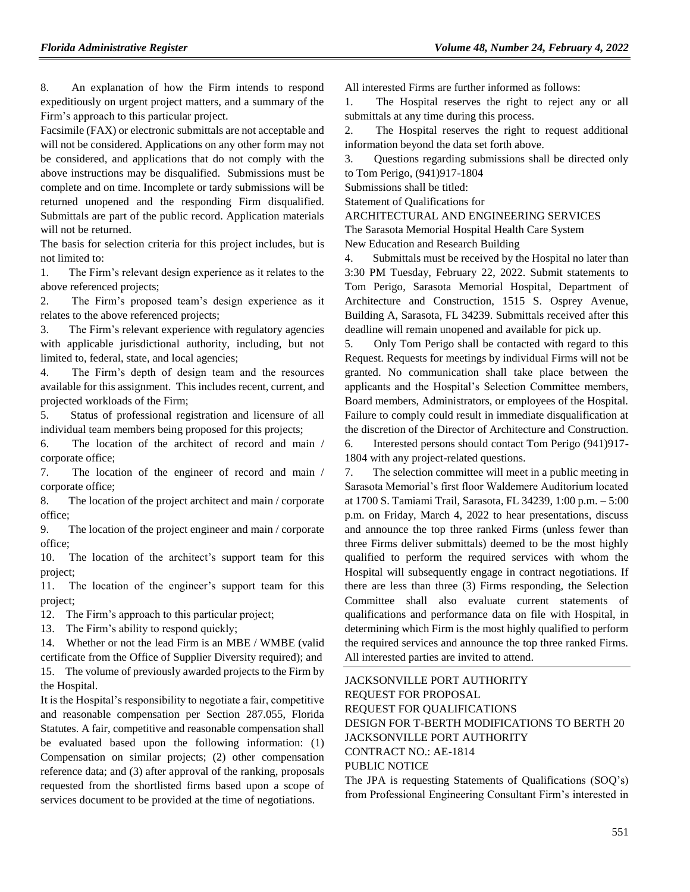8. An explanation of how the Firm intends to respond expeditiously on urgent project matters, and a summary of the Firm's approach to this particular project.

Facsimile (FAX) or electronic submittals are not acceptable and will not be considered. Applications on any other form may not be considered, and applications that do not comply with the above instructions may be disqualified. Submissions must be complete and on time. Incomplete or tardy submissions will be returned unopened and the responding Firm disqualified. Submittals are part of the public record. Application materials will not be returned.

The basis for selection criteria for this project includes, but is not limited to:

1. The Firm's relevant design experience as it relates to the above referenced projects;
2. The Firm's proposed team's design experience as it relates to the above referenced projects;
3. The Firm's relevant experience with regulatory agencies with applicable jurisdictional authority, including, but not limited to, federal, state, and local agencies;
4. The Firm's depth of design team and the resources available for this assignment. This includes recent, current, and projected workloads of the Firm;
5. Status of professional registration and licensure of all individual team members being proposed for this projects;
6. The location of the architect of record and main / corporate office;
7. The location of the engineer of record and main / corporate office;
8. The location of the project architect and main / corporate office;
9. The location of the project engineer and main / corporate office;
10. The location of the architect's support team for this project;
11. The location of the engineer's support team for this project;
12. The Firm's approach to this particular project;
13. The Firm's ability to respond quickly;
14. Whether or not the lead Firm is an MBE / WMBE (valid certificate from the Office of Supplier Diversity required); and
15. The volume of previously awarded projects to the Firm by the Hospital.

It is the Hospital's responsibility to negotiate a fair, competitive and reasonable compensation per Section 287.055, Florida Statutes. A fair, competitive and reasonable compensation shall be evaluated based upon the following information: (1) Compensation on similar projects; (2) other compensation reference data; and (3) after approval of the ranking, proposals requested from the shortlisted firms based upon a scope of services document to be provided at the time of negotiations.

All interested Firms are further informed as follows:

1. The Hospital reserves the right to reject any or all submittals at any time during this process.
2. The Hospital reserves the right to request additional information beyond the data set forth above.
3. Questions regarding submissions shall be directed only to Tom Perigo, (941)917-1804

Submissions shall be titled:

Statement of Qualifications for

ARCHITECTURAL AND ENGINEERING SERVICES

The Sarasota Memorial Hospital Health Care System

New Education and Research Building

4. Submittals must be received by the Hospital no later than 3:30 PM Tuesday, February 22, 2022. Submit statements to Tom Perigo, Sarasota Memorial Hospital, Department of Architecture and Construction, 1515 S. Osprey Avenue, Building A, Sarasota, FL 34239. Submittals received after this deadline will remain unopened and available for pick up.
5. Only Tom Perigo shall be contacted with regard to this Request. Requests for meetings by individual Firms will not be granted. No communication shall take place between the applicants and the Hospital's Selection Committee members, Board members, Administrators, or employees of the Hospital. Failure to comply could result in immediate disqualification at the discretion of the Director of Architecture and Construction.
6. Interested persons should contact Tom Perigo (941)917-1804 with any project-related questions.
7. The selection committee will meet in a public meeting in Sarasota Memorial's first floor Waldemere Auditorium located at 1700 S. Tamiami Trail, Sarasota, FL 34239, 1:00 p.m. – 5:00 p.m. on Friday, March 4, 2022 to hear presentations, discuss and announce the top three ranked Firms (unless fewer than three Firms deliver submittals) deemed to be the most highly qualified to perform the required services with whom the Hospital will subsequently engage in contract negotiations. If there are less than three (3) Firms responding, the Selection Committee shall also evaluate current statements of qualifications and performance data on file with Hospital, in determining which Firm is the most highly qualified to perform the required services and announce the top three ranked Firms. All interested parties are invited to attend.

JACKSONVILLE PORT AUTHORITY

REQUEST FOR PROPOSAL

REQUEST FOR QUALIFICATIONS

DESIGN FOR T-BERTH MODIFICATIONS TO BERTH 20

JACKSONVILLE PORT AUTHORITY

CONTRACT NO.: AE-1814

PUBLIC NOTICE

The JPA is requesting Statements of Qualifications (SOQ's) from Professional Engineering Consultant Firm's interested in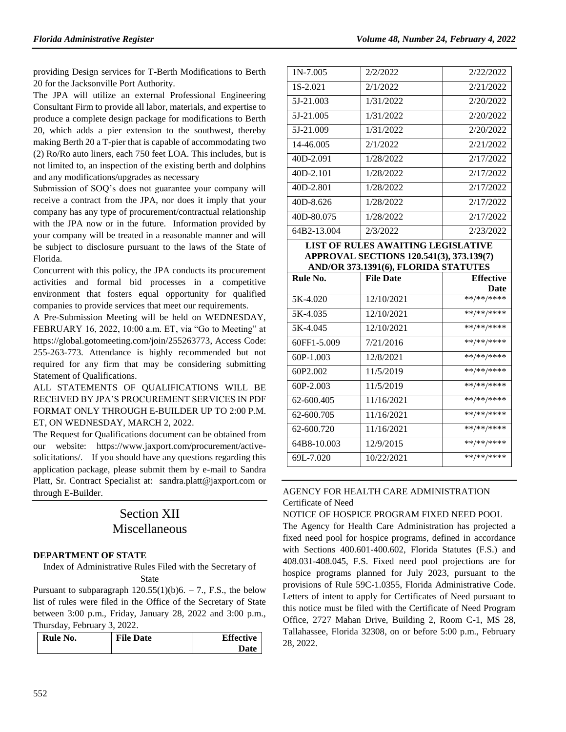providing Design services for T-Berth Modifications to Berth 20 for the Jacksonville Port Authority.

The JPA will utilize an external Professional Engineering Consultant Firm to provide all labor, materials, and expertise to produce a complete design package for modifications to Berth 20, which adds a pier extension to the southwest, thereby making Berth 20 a T-pier that is capable of accommodating two (2) Ro/Ro auto liners, each 750 feet LOA. This includes, but is not limited to, an inspection of the existing berth and dolphins and any modifications/upgrades as necessary

Submission of SOQ's does not guarantee your company will receive a contract from the JPA, nor does it imply that your company has any type of procurement/contractual relationship with the JPA now or in the future. Information provided by your company will be treated in a reasonable manner and will be subject to disclosure pursuant to the laws of the State of Florida.

Concurrent with this policy, the JPA conducts its procurement activities and formal bid processes in a competitive environment that fosters equal opportunity for qualified companies to provide services that meet our requirements.

A Pre-Submission Meeting will be held on WEDNESDAY, FEBRUARY 16, 2022, 10:00 a.m. ET, via "Go to Meeting" at https://global.gotomeeting.com/join/255263773, Access Code: 255-263-773. Attendance is highly recommended but not required for any firm that may be considering submitting Statement of Qualifications.

ALL STATEMENTS OF QUALIFICATIONS WILL BE RECEIVED BY JPA'S PROCUREMENT SERVICES IN PDF FORMAT ONLY THROUGH E-BUILDER UP TO 2:00 P.M. ET, ON WEDNESDAY, MARCH 2, 2022.

The Request for Qualifications document can be obtained from our website: https://www.jaxport.com/procurement/active-solicitations/. If you should have any questions regarding this application package, please submit them by e-mail to Sandra Platt, Sr. Contract Specialist at: sandra.platt@jaxport.com or through E-Builder.

# Section XII
# Miscellaneous

**DEPARTMENT OF STATE**

Index of Administrative Rules Filed with the Secretary of State

Pursuant to subparagraph 120.55(1)(b)6. – 7., F.S., the below list of rules were filed in the Office of the Secretary of State between 3:00 p.m., Friday, January 28, 2022 and 3:00 p.m., Thursday, February 3, 2022.

| Rule No. | File Date | Effective Date |
|---|---|---|
| 1N-7.005 | 2/2/2022 | 2/22/2022 |
| 1S-2.021 | 2/1/2022 | 2/21/2022 |
| 5J-21.003 | 1/31/2022 | 2/20/2022 |
| 5J-21.005 | 1/31/2022 | 2/20/2022 |
| 5J-21.009 | 1/31/2022 | 2/20/2022 |
| 14-46.005 | 2/1/2022 | 2/21/2022 |
| 40D-2.091 | 1/28/2022 | 2/17/2022 |
| 40D-2.101 | 1/28/2022 | 2/17/2022 |
| 40D-2.801 | 1/28/2022 | 2/17/2022 |
| 40D-8.626 | 1/28/2022 | 2/17/2022 |
| 40D-80.075 | 1/28/2022 | 2/17/2022 |
| 64B2-13.004 | 2/3/2022 | 2/23/2022 |

**LIST OF RULES AWAITING LEGISLATIVE APPROVAL SECTIONS 120.541(3), 373.139(7) AND/OR 373.1391(6), FLORIDA STATUTES**

| Rule No. | File Date | Effective Date |
|---|---|---|
| 5K-4.020 | 12/10/2021 | **/**/**** |
| 5K-4.035 | 12/10/2021 | **/**/**** |
| 5K-4.045 | 12/10/2021 | **/**/**** |
| 60FF1-5.009 | 7/21/2016 | **/**/**** |
| 60P-1.003 | 12/8/2021 | **/**/**** |
| 60P2.002 | 11/5/2019 | **/**/**** |
| 60P-2.003 | 11/5/2019 | **/**/**** |
| 62-600.405 | 11/16/2021 | **/**/**** |
| 62-600.705 | 11/16/2021 | **/**/**** |
| 62-600.720 | 11/16/2021 | **/**/**** |
| 64B8-10.003 | 12/9/2015 | **/**/**** |
| 69L-7.020 | 10/22/2021 | **/**/**** |

AGENCY FOR HEALTH CARE ADMINISTRATION

Certificate of Need

NOTICE OF HOSPICE PROGRAM FIXED NEED POOL

The Agency for Health Care Administration has projected a fixed need pool for hospice programs, defined in accordance with Sections 400.601-400.602, Florida Statutes (F.S.) and 408.031-408.045, F.S. Fixed need pool projections are for hospice programs planned for July 2023, pursuant to the provisions of Rule 59C-1.0355, Florida Administrative Code. Letters of intent to apply for Certificates of Need pursuant to this notice must be filed with the Certificate of Need Program Office, 2727 Mahan Drive, Building 2, Room C-1, MS 28, Tallahassee, Florida 32308, on or before 5:00 p.m., February 28, 2022.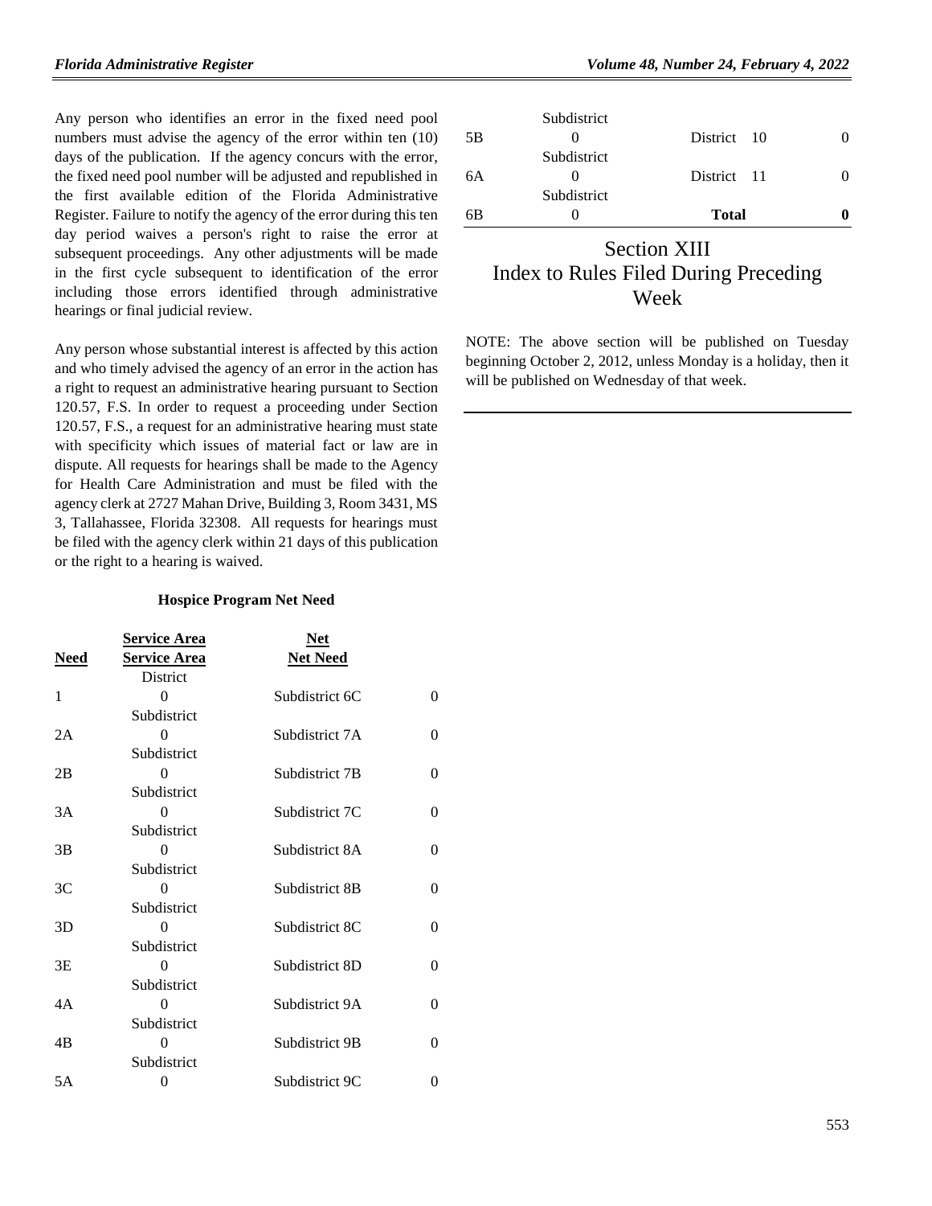Any person who identifies an error in the fixed need pool numbers must advise the agency of the error within ten (10) days of the publication. If the agency concurs with the error, the fixed need pool number will be adjusted and republished in the first available edition of the Florida Administrative Register. Failure to notify the agency of the error during this ten day period waives a person's right to raise the error at subsequent proceedings. Any other adjustments will be made in the first cycle subsequent to identification of the error including those errors identified through administrative hearings or final judicial review.

Any person whose substantial interest is affected by this action and who timely advised the agency of an error in the action has a right to request an administrative hearing pursuant to Section 120.57, F.S. In order to request a proceeding under Section 120.57, F.S., a request for an administrative hearing must state with specificity which issues of material fact or law are in dispute. All requests for hearings shall be made to the Agency for Health Care Administration and must be filed with the agency clerk at 2727 Mahan Drive, Building 3, Room 3431, MS 3, Tallahassee, Florida 32308. All requests for hearings must be filed with the agency clerk within 21 days of this publication or the right to a hearing is waived.

**Hospice Program Net Need**

| Service Area | Net Need | Service Area | Net Need |
|---|---|---|---|
| District 1 | 0 | Subdistrict 6C | 0 |
| Subdistrict 2A | 0 | Subdistrict 7A | 0 |
| Subdistrict 2B | 0 | Subdistrict 7B | 0 |
| Subdistrict 3A | 0 | Subdistrict 7C | 0 |
| Subdistrict 3B | 0 | Subdistrict 8A | 0 |
| Subdistrict 3C | 0 | Subdistrict 8B | 0 |
| Subdistrict 3D | 0 | Subdistrict 8C | 0 |
| Subdistrict 3E | 0 | Subdistrict 8D | 0 |
| Subdistrict 4A | 0 | Subdistrict 9A | 0 |
| Subdistrict 4B | 0 | Subdistrict 9B | 0 |
| Subdistrict 5A | 0 | Subdistrict 9C | 0 |
| Subdistrict 5B | 0 | District 10 | 0 |
| Subdistrict 6A | 0 | District 11 | 0 |
| Subdistrict 6B | 0 | **Total** | **0** |

# Section XIII
# Index to Rules Filed During Preceding Week

NOTE: The above section will be published on Tuesday beginning October 2, 2012, unless Monday is a holiday, then it will be published on Wednesday of that week.